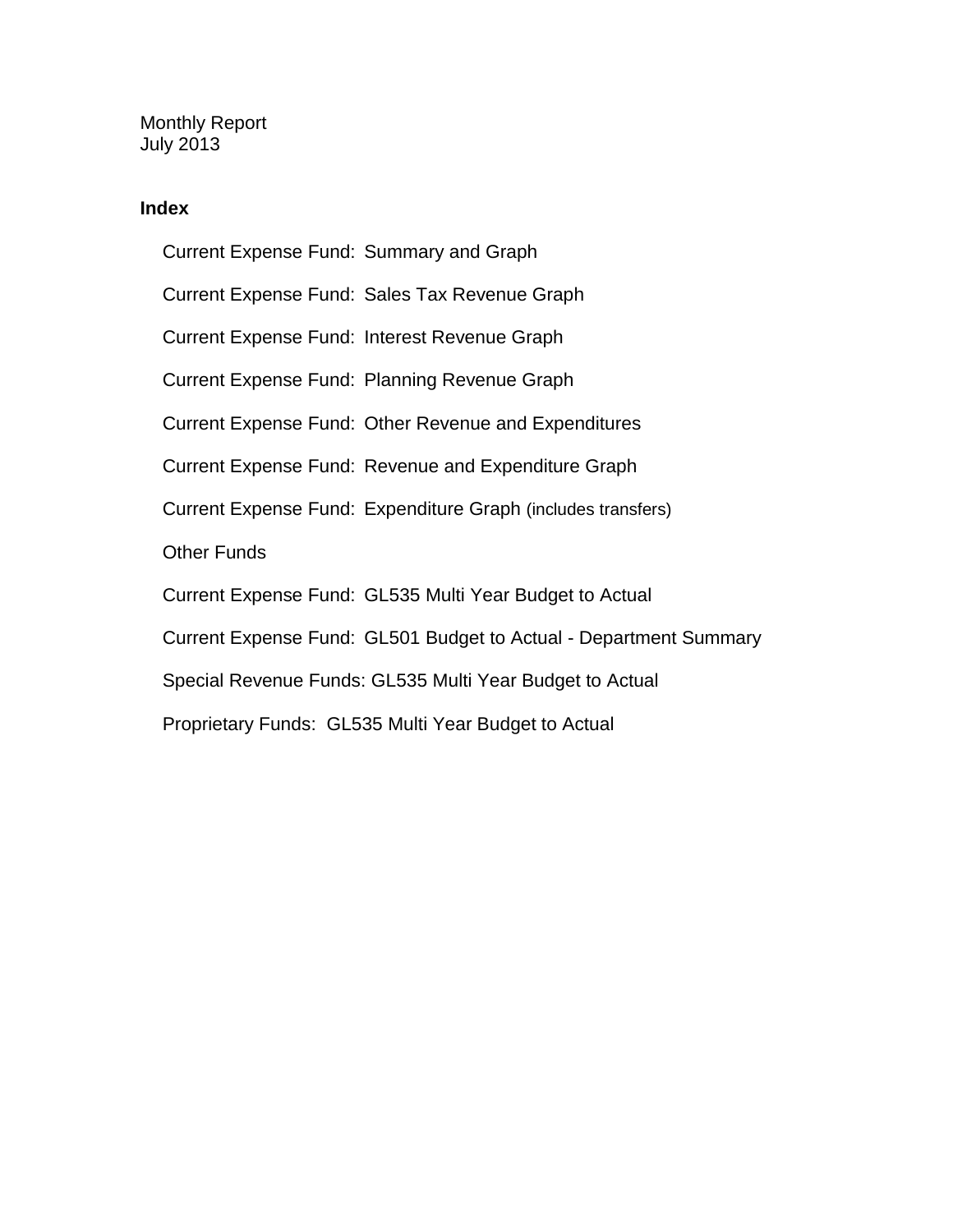Monthly Report
July 2013

## Index

- Current Expense Fund: Summary and Graph
- Current Expense Fund: Sales Tax Revenue Graph
- Current Expense Fund: Interest Revenue Graph
- Current Expense Fund: Planning Revenue Graph
- Current Expense Fund: Other Revenue and Expenditures
- Current Expense Fund: Revenue and Expenditure Graph
- Current Expense Fund: Expenditure Graph (includes transfers)
- Other Funds
- Current Expense Fund: GL535 Multi Year Budget to Actual
- Current Expense Fund: GL501 Budget to Actual - Department Summary
- Special Revenue Funds: GL535 Multi Year Budget to Actual
- Proprietary Funds: GL535 Multi Year Budget to Actual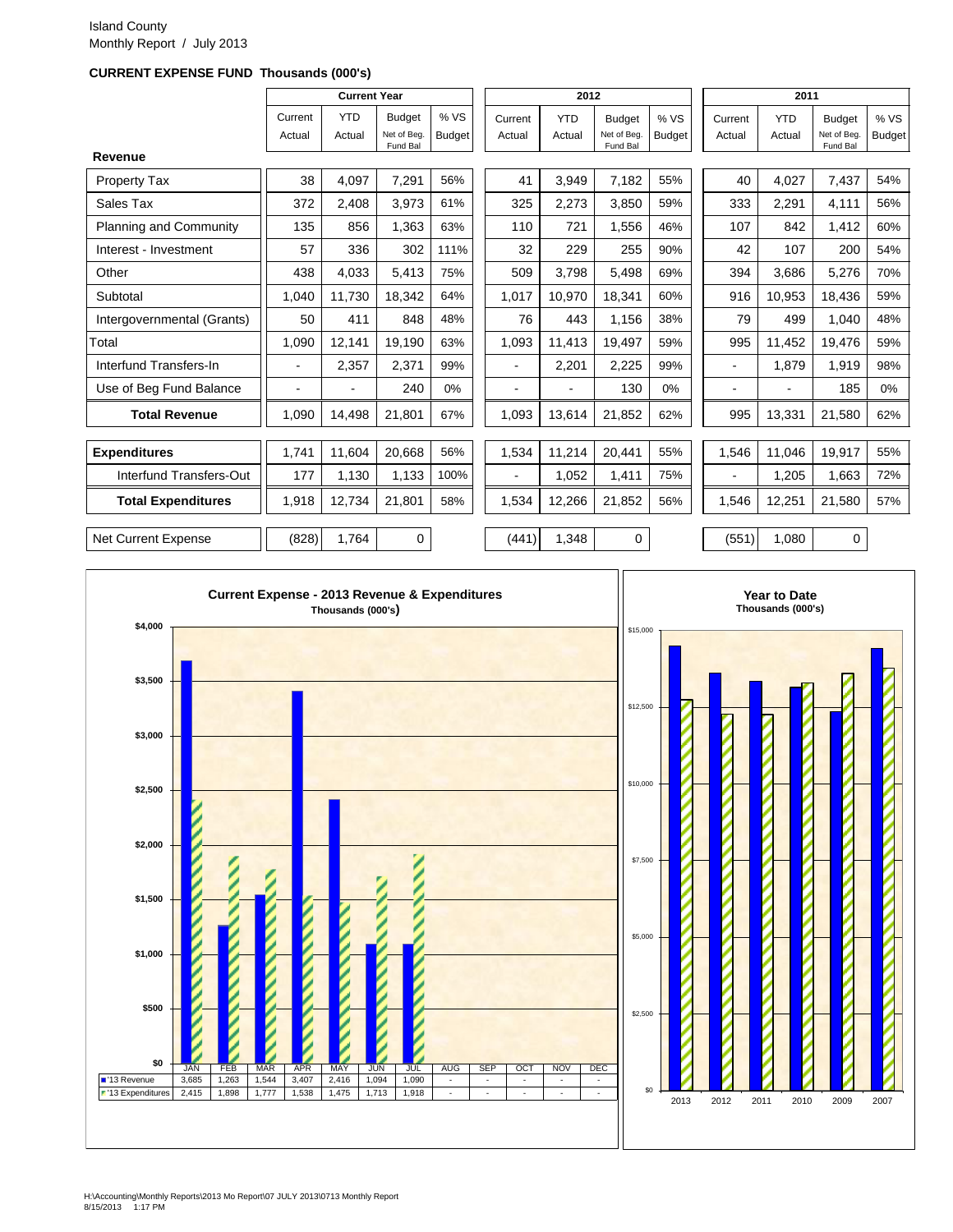Island County
Monthly Report / July 2013

**CURRENT EXPENSE FUND Thousands (000's)**

| | Current Year | | | | 2012 | | | | 2011 | | | |
|---|---|---|---|---|---|---|---|---|---|---|---|---|
| | Current Actual | YTD Actual | Budget Net of Beg. Fund Bal | % VS Budget | Current Actual | YTD Actual | Budget Net of Beg. Fund Bal | % VS Budget | Current Actual | YTD Actual | Budget Net of Beg. Fund Bal | % VS Budget |
| **Revenue** | | | | | | | | | | | | |
| Property Tax | 38 | 4,097 | 7,291 | 56% | 41 | 3,949 | 7,182 | 55% | 40 | 4,027 | 7,437 | 54% |
| Sales Tax | 372 | 2,408 | 3,973 | 61% | 325 | 2,273 | 3,850 | 59% | 333 | 2,291 | 4,111 | 56% |
| Planning and Community | 135 | 856 | 1,363 | 63% | 110 | 721 | 1,556 | 46% | 107 | 842 | 1,412 | 60% |
| Interest - Investment | 57 | 336 | 302 | 111% | 32 | 229 | 255 | 90% | 42 | 107 | 200 | 54% |
| Other | 438 | 4,033 | 5,413 | 75% | 509 | 3,798 | 5,498 | 69% | 394 | 3,686 | 5,276 | 70% |
| Subtotal | 1,040 | 11,730 | 18,342 | 64% | 1,017 | 10,970 | 18,341 | 60% | 916 | 10,953 | 18,436 | 59% |
| Intergovernmental (Grants) | 50 | 411 | 848 | 48% | 76 | 443 | 1,156 | 38% | 79 | 499 | 1,040 | 48% |
| Total | 1,090 | 12,141 | 19,190 | 63% | 1,093 | 11,413 | 19,497 | 59% | 995 | 11,452 | 19,476 | 59% |
| Interfund Transfers-In | - | 2,357 | 2,371 | 99% | - | 2,201 | 2,225 | 99% | - | 1,879 | 1,919 | 98% |
| Use of Beg Fund Balance | - | - | 240 | 0% | - | - | 130 | 0% | - | - | 185 | 0% |
| **Total Revenue** | 1,090 | 14,498 | 21,801 | 67% | 1,093 | 13,614 | 21,852 | 62% | 995 | 13,331 | 21,580 | 62% |
| **Expenditures** | 1,741 | 11,604 | 20,668 | 56% | 1,534 | 11,214 | 20,441 | 55% | 1,546 | 11,046 | 19,917 | 55% |
| Interfund Transfers-Out | 177 | 1,130 | 1,133 | 100% | - | 1,052 | 1,411 | 75% | - | 1,205 | 1,663 | 72% |
| **Total Expenditures** | 1,918 | 12,734 | 21,801 | 58% | 1,534 | 12,266 | 21,852 | 56% | 1,546 | 12,251 | 21,580 | 57% |
| Net Current Expense | (828) | 1,764 | 0 | | (441) | 1,348 | 0 | | (551) | 1,080 | 0 | |

**Current Expense - 2013 Revenue & Expenditures**
Thousands (000's)

| | JAN | FEB | MAR | APR | MAY | JUN | JUL | AUG | SEP | OCT | NOV | DEC |
|---|---|---|---|---|---|---|---|---|---|---|---|---|
| '13 Revenue | 3,685 | 1,263 | 1,544 | 3,407 | 2,416 | 1,094 | 1,090 | - | - | - | - | - |
| '13 Expenditures | 2,415 | 1,898 | 1,777 | 1,538 | 1,475 | 1,713 | 1,918 | - | - | - | - | - |

**Year to Date**
Thousands (000's)

H:\Accounting\Monthly Reports\2013 Mo Report\07 JULY 2013\0713 Monthly Report
8/15/2013 1:17 PM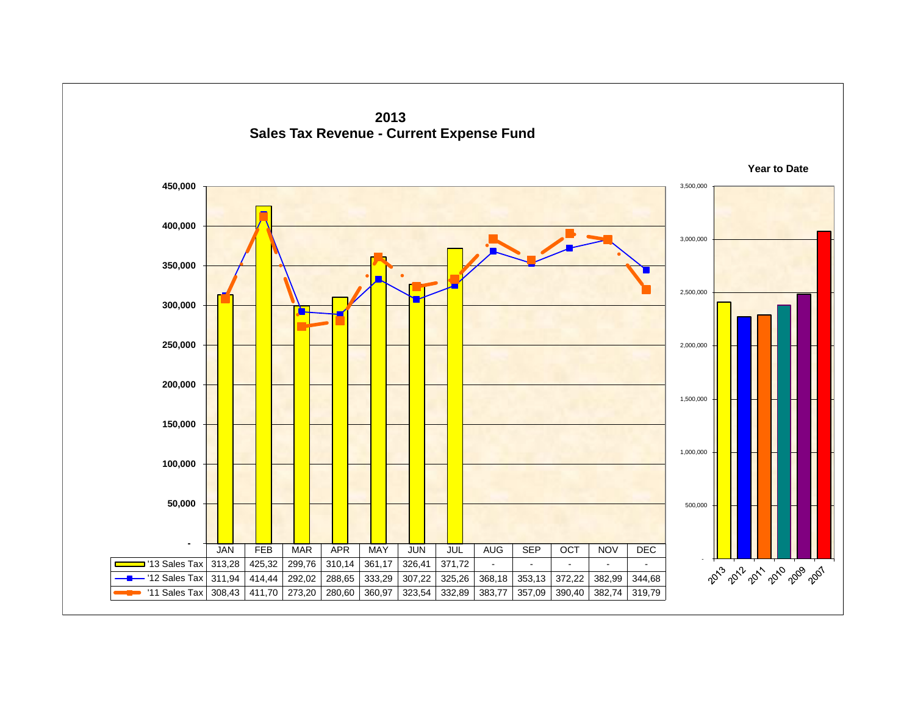# 2013
## Sales Tax Revenue - Current Expense Fund

| | JAN | FEB | MAR | APR | MAY | JUN | JUL | AUG | SEP | OCT | NOV | DEC |
|---|---|---|---|---|---|---|---|---|---|---|---|---|
| '13 Sales Tax | 313,28 | 425,32 | 299,76 | 310,14 | 361,17 | 326,41 | 371,72 | - | - | - | - | - |
| '12 Sales Tax | 311,94 | 414,44 | 292,02 | 288,65 | 333,29 | 307,22 | 325,26 | 368,18 | 353,13 | 372,22 | 382,99 | 344,68 |
| '11 Sales Tax | 308,43 | 411,70 | 273,20 | 280,60 | 360,97 | 323,54 | 332,89 | 383,77 | 357,09 | 390,40 | 382,74 | 319,79 |

**Year to Date**

2013, 2012, 2011, 2010, 2009, 2007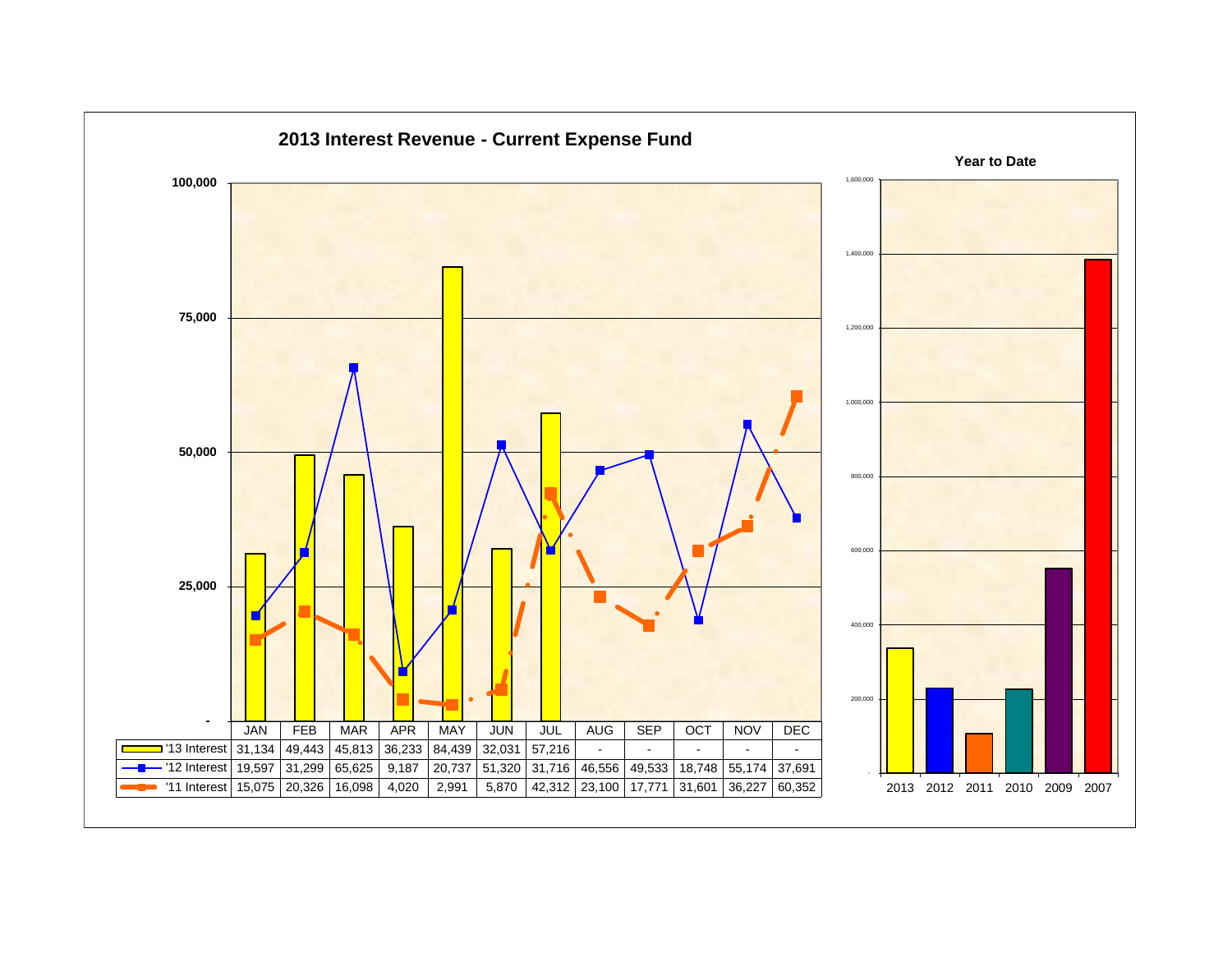# 2013 Interest Revenue - Current Expense Fund

| | JAN | FEB | MAR | APR | MAY | JUN | JUL | AUG | SEP | OCT | NOV | DEC |
|---|---|---|---|---|---|---|---|---|---|---|---|---|
| '13 Interest | 31,134 | 49,443 | 45,813 | 36,233 | 84,439 | 32,031 | 57,216 | - | - | - | - | - |
| '12 Interest | 19,597 | 31,299 | 65,625 | 9,187 | 20,737 | 51,320 | 31,716 | 46,556 | 49,533 | 18,748 | 55,174 | 37,691 |
| '11 Interest | 15,075 | 20,326 | 16,098 | 4,020 | 2,991 | 5,870 | 42,312 | 23,100 | 17,771 | 31,601 | 36,227 | 60,352 |

## Year to Date

Years shown: 2013, 2012, 2011, 2010, 2009, 2007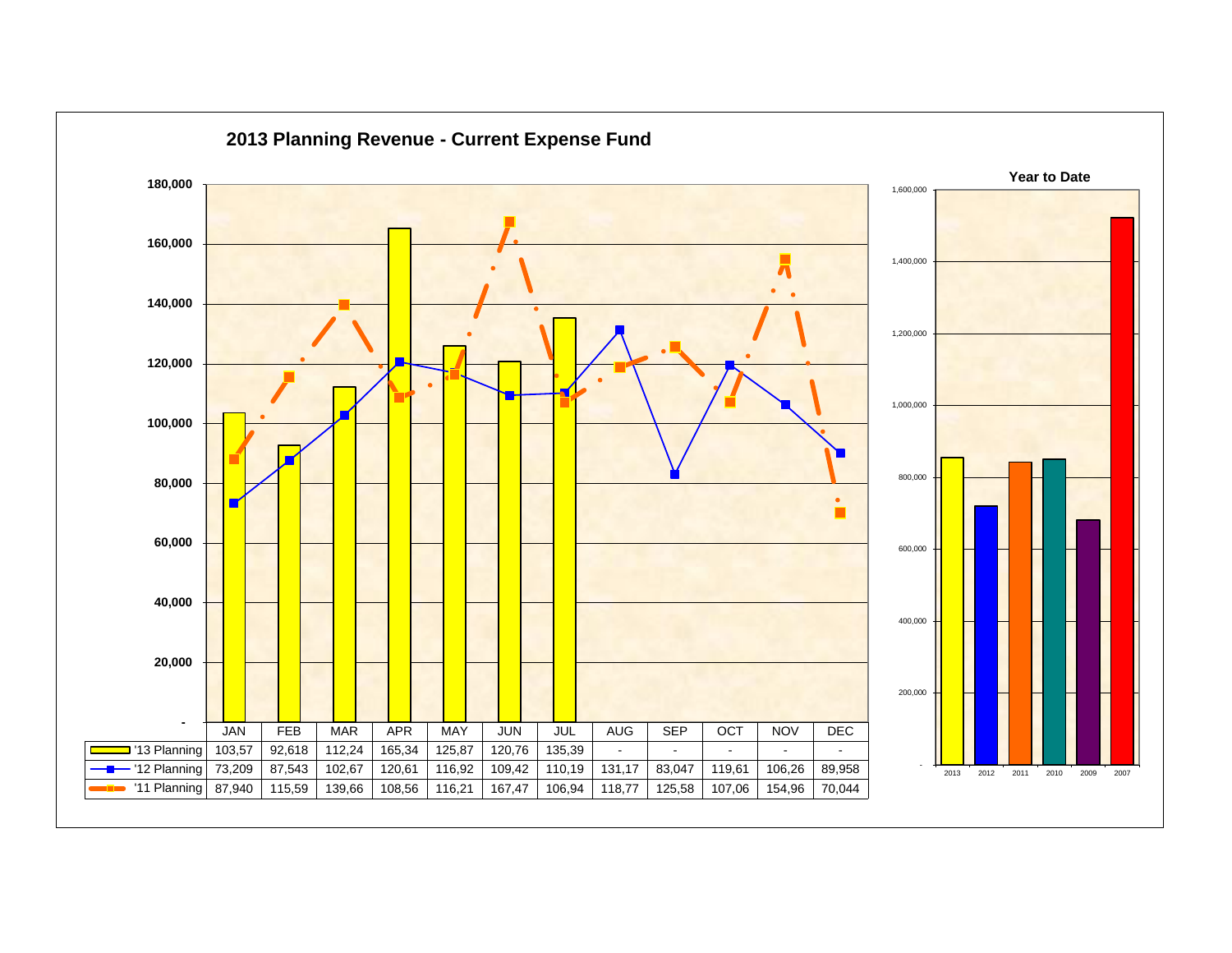## 2013 Planning Revenue - Current Expense Fund

| | JAN | FEB | MAR | APR | MAY | JUN | JUL | AUG | SEP | OCT | NOV | DEC |
|---|---|---|---|---|---|---|---|---|---|---|---|---|
| '13 Planning | 103,57 | 92,618 | 112,24 | 165,34 | 125,87 | 120,76 | 135,39 | - | - | - | - | - |
| '12 Planning | 73,209 | 87,543 | 102,67 | 120,61 | 116,92 | 109,42 | 110,19 | 131,17 | 83,047 | 119,61 | 106,26 | 89,958 |
| '11 Planning | 87,940 | 115,59 | 139,66 | 108,56 | 116,21 | 167,47 | 106,94 | 118,77 | 125,58 | 107,06 | 154,96 | 70,044 |

### Year to Date

Years shown: 2013, 2012, 2011, 2010, 2009, 2007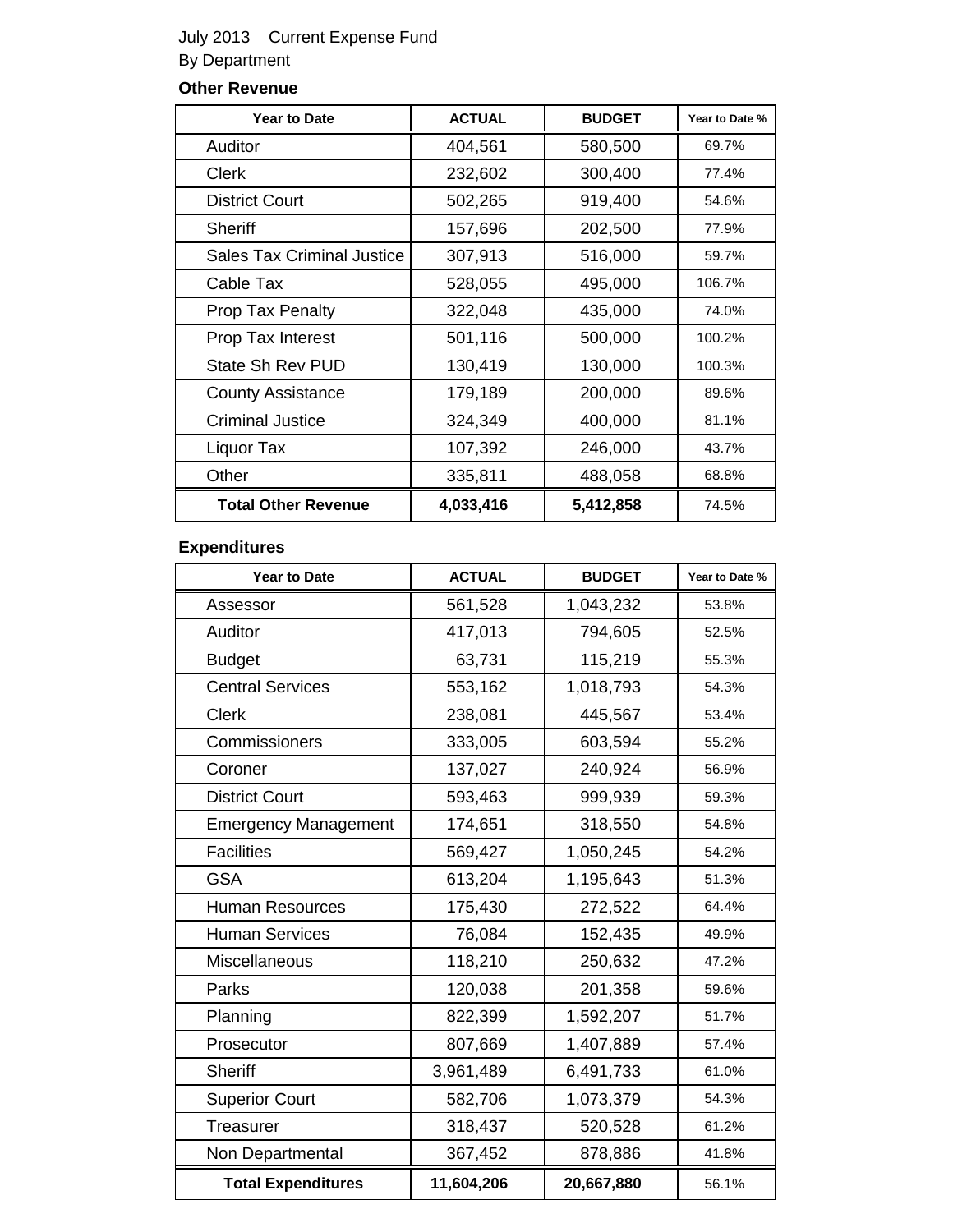July 2013 Current Expense Fund

By Department

### Other Revenue

| Year to Date | ACTUAL | BUDGET | Year to Date % |
|---|---|---|---|
| Auditor | 404,561 | 580,500 | 69.7% |
| Clerk | 232,602 | 300,400 | 77.4% |
| District Court | 502,265 | 919,400 | 54.6% |
| Sheriff | 157,696 | 202,500 | 77.9% |
| Sales Tax Criminal Justice | 307,913 | 516,000 | 59.7% |
| Cable Tax | 528,055 | 495,000 | 106.7% |
| Prop Tax Penalty | 322,048 | 435,000 | 74.0% |
| Prop Tax Interest | 501,116 | 500,000 | 100.2% |
| State Sh Rev PUD | 130,419 | 130,000 | 100.3% |
| County Assistance | 179,189 | 200,000 | 89.6% |
| Criminal Justice | 324,349 | 400,000 | 81.1% |
| Liquor Tax | 107,392 | 246,000 | 43.7% |
| Other | 335,811 | 488,058 | 68.8% |
| **Total Other Revenue** | **4,033,416** | **5,412,858** | 74.5% |

### Expenditures

| Year to Date | ACTUAL | BUDGET | Year to Date % |
|---|---|---|---|
| Assessor | 561,528 | 1,043,232 | 53.8% |
| Auditor | 417,013 | 794,605 | 52.5% |
| Budget | 63,731 | 115,219 | 55.3% |
| Central Services | 553,162 | 1,018,793 | 54.3% |
| Clerk | 238,081 | 445,567 | 53.4% |
| Commissioners | 333,005 | 603,594 | 55.2% |
| Coroner | 137,027 | 240,924 | 56.9% |
| District Court | 593,463 | 999,939 | 59.3% |
| Emergency Management | 174,651 | 318,550 | 54.8% |
| Facilities | 569,427 | 1,050,245 | 54.2% |
| GSA | 613,204 | 1,195,643 | 51.3% |
| Human Resources | 175,430 | 272,522 | 64.4% |
| Human Services | 76,084 | 152,435 | 49.9% |
| Miscellaneous | 118,210 | 250,632 | 47.2% |
| Parks | 120,038 | 201,358 | 59.6% |
| Planning | 822,399 | 1,592,207 | 51.7% |
| Prosecutor | 807,669 | 1,407,889 | 57.4% |
| Sheriff | 3,961,489 | 6,491,733 | 61.0% |
| Superior Court | 582,706 | 1,073,379 | 54.3% |
| Treasurer | 318,437 | 520,528 | 61.2% |
| Non Departmental | 367,452 | 878,886 | 41.8% |
| **Total Expenditures** | **11,604,206** | **20,667,880** | 56.1% |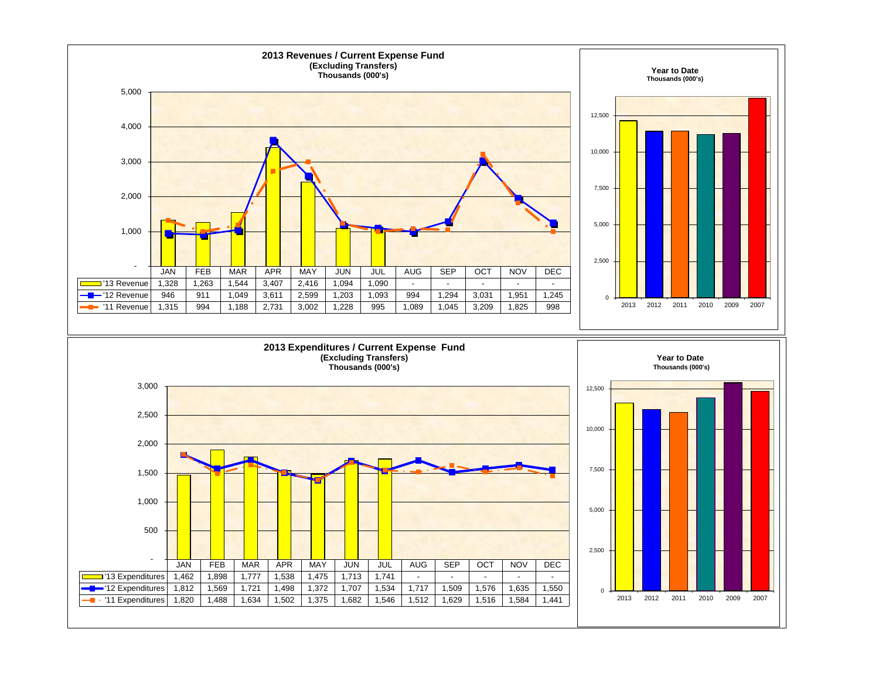## 2013 Revenues / Current Expense Fund

**(Excluding Transfers)**
**Thousands (000's)**

| | JAN | FEB | MAR | APR | MAY | JUN | JUL | AUG | SEP | OCT | NOV | DEC |
|---|---|---|---|---|---|---|---|---|---|---|---|---|
| '13 Revenue | 1,328 | 1,263 | 1,544 | 3,407 | 2,416 | 1,094 | 1,090 | - | - | - | - | - |
| '12 Revenue | 946 | 911 | 1,049 | 3,611 | 2,599 | 1,203 | 1,093 | 994 | 1,294 | 3,031 | 1,951 | 1,245 |
| '11 Revenue | 1,315 | 994 | 1,188 | 2,731 | 3,002 | 1,228 | 995 | 1,089 | 1,045 | 3,209 | 1,825 | 998 |

**Year to Date**
**Thousands (000's)**

Bars: 2013, 2012, 2011, 2010, 2009, 2007

## 2013 Expenditures / Current Expense Fund

**(Excluding Transfers)**
**Thousands (000's)**

| | JAN | FEB | MAR | APR | MAY | JUN | JUL | AUG | SEP | OCT | NOV | DEC |
|---|---|---|---|---|---|---|---|---|---|---|---|---|
| '13 Expenditures | 1,462 | 1,898 | 1,777 | 1,538 | 1,475 | 1,713 | 1,741 | - | - | - | - | - |
| '12 Expenditures | 1,812 | 1,569 | 1,721 | 1,498 | 1,372 | 1,707 | 1,534 | 1,717 | 1,509 | 1,576 | 1,635 | 1,550 |
| '11 Expenditures | 1,820 | 1,488 | 1,634 | 1,502 | 1,375 | 1,682 | 1,546 | 1,512 | 1,629 | 1,516 | 1,584 | 1,441 |

**Year to Date**
**Thousands (000's)**

Bars: 2013, 2012, 2011, 2010, 2009, 2007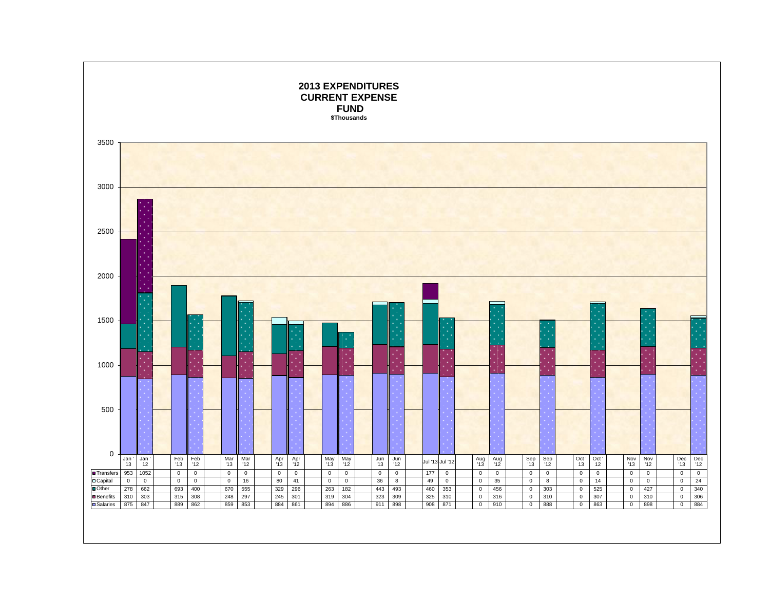# 2013 EXPENDITURES CURRENT EXPENSE FUND

**$Thousands**

| | Jan '13 | Jan '12 | Feb '13 | Feb '12 | Mar '13 | Mar '12 | Apr '13 | Apr '12 | May '13 | May '12 | Jun '13 | Jun '12 | Jul '13 | Jul '12 | Aug '13 | Aug '12 | Sep '13 | Sep '12 | Oct '13 | Oct '12 | Nov '13 | Nov '12 | Dec '13 | Dec '12 |
|---|---|---|---|---|---|---|---|---|---|---|---|---|---|---|---|---|---|---|---|---|---|---|---|---|
| Transfers | 953 | 1052 | 0 | 0 | 0 | 0 | 0 | 0 | 0 | 0 | 0 | 0 | 177 | 0 | 0 | 0 | 0 | 0 | 0 | 0 | 0 | 0 | 0 | 0 |
| Capital | 0 | 0 | 0 | 0 | 0 | 16 | 80 | 41 | 0 | 0 | 36 | 8 | 49 | 0 | 0 | 35 | 0 | 8 | 0 | 14 | 0 | 0 | 0 | 24 |
| Other | 278 | 662 | 693 | 400 | 670 | 555 | 329 | 296 | 263 | 182 | 443 | 493 | 460 | 353 | 0 | 456 | 0 | 303 | 0 | 525 | 0 | 427 | 0 | 340 |
| Benefits | 310 | 303 | 315 | 308 | 248 | 297 | 245 | 301 | 319 | 304 | 323 | 309 | 325 | 310 | 0 | 316 | 0 | 310 | 0 | 307 | 0 | 310 | 0 | 306 |
| Salaries | 875 | 847 | 889 | 862 | 859 | 853 | 884 | 861 | 894 | 886 | 911 | 898 | 908 | 871 | 0 | 910 | 0 | 888 | 0 | 863 | 0 | 898 | 0 | 884 |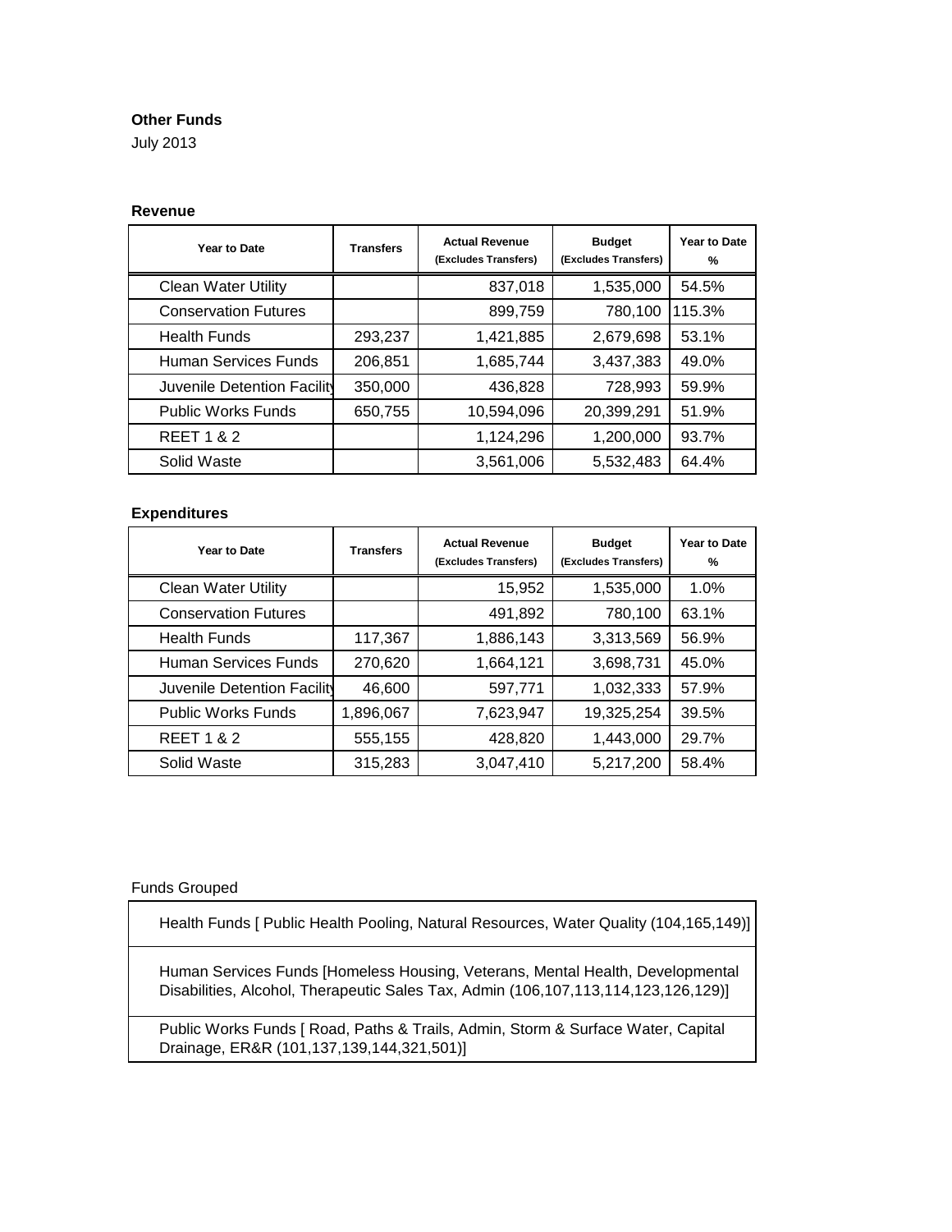**Other Funds**

July 2013

**Revenue**

| Year to Date | Transfers | Actual Revenue (Excludes Transfers) | Budget (Excludes Transfers) | Year to Date % |
|---|---|---|---|---|
| Clean Water Utility | | 837,018 | 1,535,000 | 54.5% |
| Conservation Futures | | 899,759 | 780,100 | 115.3% |
| Health Funds | 293,237 | 1,421,885 | 2,679,698 | 53.1% |
| Human Services Funds | 206,851 | 1,685,744 | 3,437,383 | 49.0% |
| Juvenile Detention Facility | 350,000 | 436,828 | 728,993 | 59.9% |
| Public Works Funds | 650,755 | 10,594,096 | 20,399,291 | 51.9% |
| REET 1 & 2 | | 1,124,296 | 1,200,000 | 93.7% |
| Solid Waste | | 3,561,006 | 5,532,483 | 64.4% |

**Expenditures**

| Year to Date | Transfers | Actual Revenue (Excludes Transfers) | Budget (Excludes Transfers) | Year to Date % |
|---|---|---|---|---|
| Clean Water Utility | | 15,952 | 1,535,000 | 1.0% |
| Conservation Futures | | 491,892 | 780,100 | 63.1% |
| Health Funds | 117,367 | 1,886,143 | 3,313,569 | 56.9% |
| Human Services Funds | 270,620 | 1,664,121 | 3,698,731 | 45.0% |
| Juvenile Detention Facility | 46,600 | 597,771 | 1,032,333 | 57.9% |
| Public Works Funds | 1,896,067 | 7,623,947 | 19,325,254 | 39.5% |
| REET 1 & 2 | 555,155 | 428,820 | 1,443,000 | 29.7% |
| Solid Waste | 315,283 | 3,047,410 | 5,217,200 | 58.4% |

Funds Grouped

| Funds Grouped |
|---|
| Health Funds [ Public Health Pooling, Natural Resources, Water Quality (104,165,149)] |
| Human Services Funds [Homeless Housing, Veterans, Mental Health, Developmental Disabilities, Alcohol, Therapeutic Sales Tax, Admin (106,107,113,114,123,126,129)] |
| Public Works Funds [ Road, Paths & Trails, Admin, Storm & Surface Water, Capital Drainage, ER&R (101,137,139,144,321,501)] |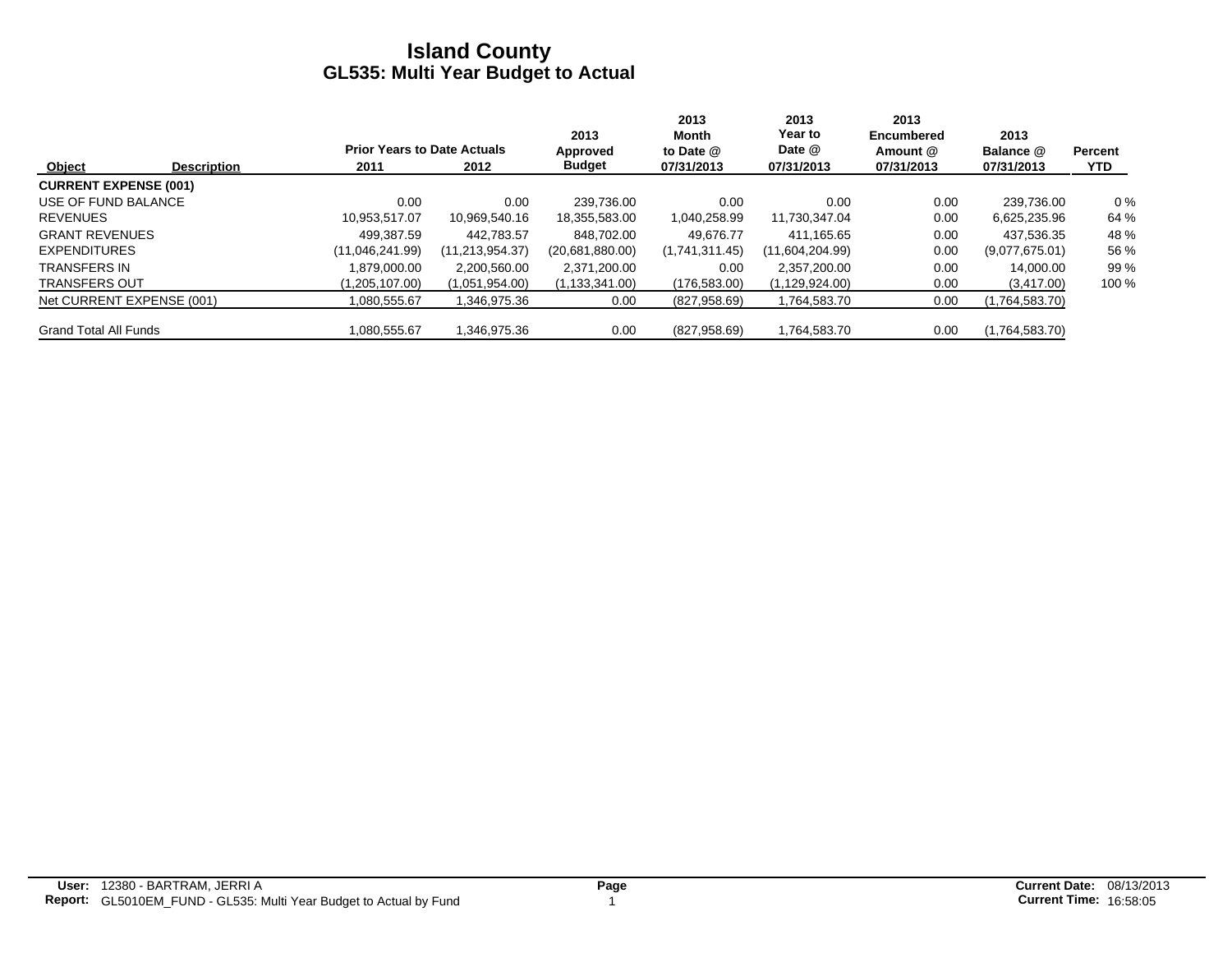# Island County
## GL535: Multi Year Budget to Actual

| Object | Description | Prior Years to Date Actuals 2011 | 2012 | 2013 Approved Budget | 2013 Month to Date @ 07/31/2013 | 2013 Year to Date @ 07/31/2013 | 2013 Encumbered Amount @ 07/31/2013 | 2013 Balance @ 07/31/2013 | Percent YTD |
|---|---|---|---|---|---|---|---|---|---|
| **CURRENT EXPENSE (001)** | | | | | | | | | |
| USE OF FUND BALANCE | | 0.00 | 0.00 | 239,736.00 | 0.00 | 0.00 | 0.00 | 239,736.00 | 0 % |
| REVENUES | | 10,953,517.07 | 10,969,540.16 | 18,355,583.00 | 1,040,258.99 | 11,730,347.04 | 0.00 | 6,625,235.96 | 64 % |
| GRANT REVENUES | | 499,387.59 | 442,783.57 | 848,702.00 | 49,676.77 | 411,165.65 | 0.00 | 437,536.35 | 48 % |
| EXPENDITURES | | (11,046,241.99) | (11,213,954.37) | (20,681,880.00) | (1,741,311.45) | (11,604,204.99) | 0.00 | (9,077,675.01) | 56 % |
| TRANSFERS IN | | 1,879,000.00 | 2,200,560.00 | 2,371,200.00 | 0.00 | 2,357,200.00 | 0.00 | 14,000.00 | 99 % |
| TRANSFERS OUT | | (1,205,107.00) | (1,051,954.00) | (1,133,341.00) | (176,583.00) | (1,129,924.00) | 0.00 | (3,417.00) | 100 % |
| Net CURRENT EXPENSE (001) | | 1,080,555.67 | 1,346,975.36 | 0.00 | (827,958.69) | 1,764,583.70 | 0.00 | (1,764,583.70) | |
| Grand Total All Funds | | 1,080,555.67 | 1,346,975.36 | 0.00 | (827,958.69) | 1,764,583.70 | 0.00 | (1,764,583.70) | |

**User:** 12380 - BARTRAM, JERRI A
**Report:** GL5010EM_FUND - GL535: Multi Year Budget to Actual by Fund

**Current Date:** 08/13/2013
**Current Time:** 16:58:05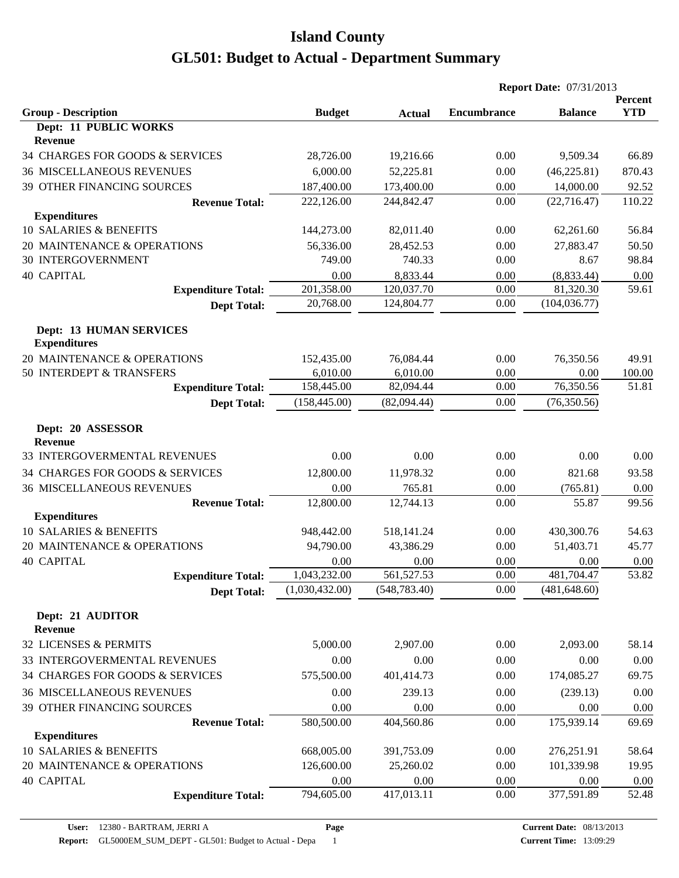# Island County

# GL501: Budget to Actual - Department Summary

**Report Date:** 07/31/2013

| Group - Description | Budget | Actual | Encumbrance | Balance | Percent YTD |
|---|---|---|---|---|---|
| **Dept: 11 PUBLIC WORKS** | | | | | |
| **Revenue** | | | | | |
| 34 CHARGES FOR GOODS & SERVICES | 28,726.00 | 19,216.66 | 0.00 | 9,509.34 | 66.89 |
| 36 MISCELLANEOUS REVENUES | 6,000.00 | 52,225.81 | 0.00 | (46,225.81) | 870.43 |
| 39 OTHER FINANCING SOURCES | 187,400.00 | 173,400.00 | 0.00 | 14,000.00 | 92.52 |
| **Revenue Total:** | 222,126.00 | 244,842.47 | 0.00 | (22,716.47) | 110.22 |
| **Expenditures** | | | | | |
| 10 SALARIES & BENEFITS | 144,273.00 | 82,011.40 | 0.00 | 62,261.60 | 56.84 |
| 20 MAINTENANCE & OPERATIONS | 56,336.00 | 28,452.53 | 0.00 | 27,883.47 | 50.50 |
| 30 INTERGOVERNMENT | 749.00 | 740.33 | 0.00 | 8.67 | 98.84 |
| 40 CAPITAL | 0.00 | 8,833.44 | 0.00 | (8,833.44) | 0.00 |
| **Expenditure Total:** | 201,358.00 | 120,037.70 | 0.00 | 81,320.30 | 59.61 |
| **Dept Total:** | 20,768.00 | 124,804.77 | 0.00 | (104,036.77) | |
| **Dept: 13 HUMAN SERVICES** | | | | | |
| **Expenditures** | | | | | |
| 20 MAINTENANCE & OPERATIONS | 152,435.00 | 76,084.44 | 0.00 | 76,350.56 | 49.91 |
| 50 INTERDEPT & TRANSFERS | 6,010.00 | 6,010.00 | 0.00 | 0.00 | 100.00 |
| **Expenditure Total:** | 158,445.00 | 82,094.44 | 0.00 | 76,350.56 | 51.81 |
| **Dept Total:** | (158,445.00) | (82,094.44) | 0.00 | (76,350.56) | |
| **Dept: 20 ASSESSOR** | | | | | |
| **Revenue** | | | | | |
| 33 INTERGOVERMENTAL REVENUES | 0.00 | 0.00 | 0.00 | 0.00 | 0.00 |
| 34 CHARGES FOR GOODS & SERVICES | 12,800.00 | 11,978.32 | 0.00 | 821.68 | 93.58 |
| 36 MISCELLANEOUS REVENUES | 0.00 | 765.81 | 0.00 | (765.81) | 0.00 |
| **Revenue Total:** | 12,800.00 | 12,744.13 | 0.00 | 55.87 | 99.56 |
| **Expenditures** | | | | | |
| 10 SALARIES & BENEFITS | 948,442.00 | 518,141.24 | 0.00 | 430,300.76 | 54.63 |
| 20 MAINTENANCE & OPERATIONS | 94,790.00 | 43,386.29 | 0.00 | 51,403.71 | 45.77 |
| 40 CAPITAL | 0.00 | 0.00 | 0.00 | 0.00 | 0.00 |
| **Expenditure Total:** | 1,043,232.00 | 561,527.53 | 0.00 | 481,704.47 | 53.82 |
| **Dept Total:** | (1,030,432.00) | (548,783.40) | 0.00 | (481,648.60) | |
| **Dept: 21 AUDITOR** | | | | | |
| **Revenue** | | | | | |
| 32 LICENSES & PERMITS | 5,000.00 | 2,907.00 | 0.00 | 2,093.00 | 58.14 |
| 33 INTERGOVERMENTAL REVENUES | 0.00 | 0.00 | 0.00 | 0.00 | 0.00 |
| 34 CHARGES FOR GOODS & SERVICES | 575,500.00 | 401,414.73 | 0.00 | 174,085.27 | 69.75 |
| 36 MISCELLANEOUS REVENUES | 0.00 | 239.13 | 0.00 | (239.13) | 0.00 |
| 39 OTHER FINANCING SOURCES | 0.00 | 0.00 | 0.00 | 0.00 | 0.00 |
| **Revenue Total:** | 580,500.00 | 404,560.86 | 0.00 | 175,939.14 | 69.69 |
| **Expenditures** | | | | | |
| 10 SALARIES & BENEFITS | 668,005.00 | 391,753.09 | 0.00 | 276,251.91 | 58.64 |
| 20 MAINTENANCE & OPERATIONS | 126,600.00 | 25,260.02 | 0.00 | 101,339.98 | 19.95 |
| 40 CAPITAL | 0.00 | 0.00 | 0.00 | 0.00 | 0.00 |
| **Expenditure Total:** | 794,605.00 | 417,013.11 | 0.00 | 377,591.89 | 52.48 |

**User:** 12380 - BARTRAM, JERRI A
**Report:** GL5000EM_SUM_DEPT - GL501: Budget to Actual - Depa
**Current Date:** 08/13/2013
**Current Time:** 13:09:29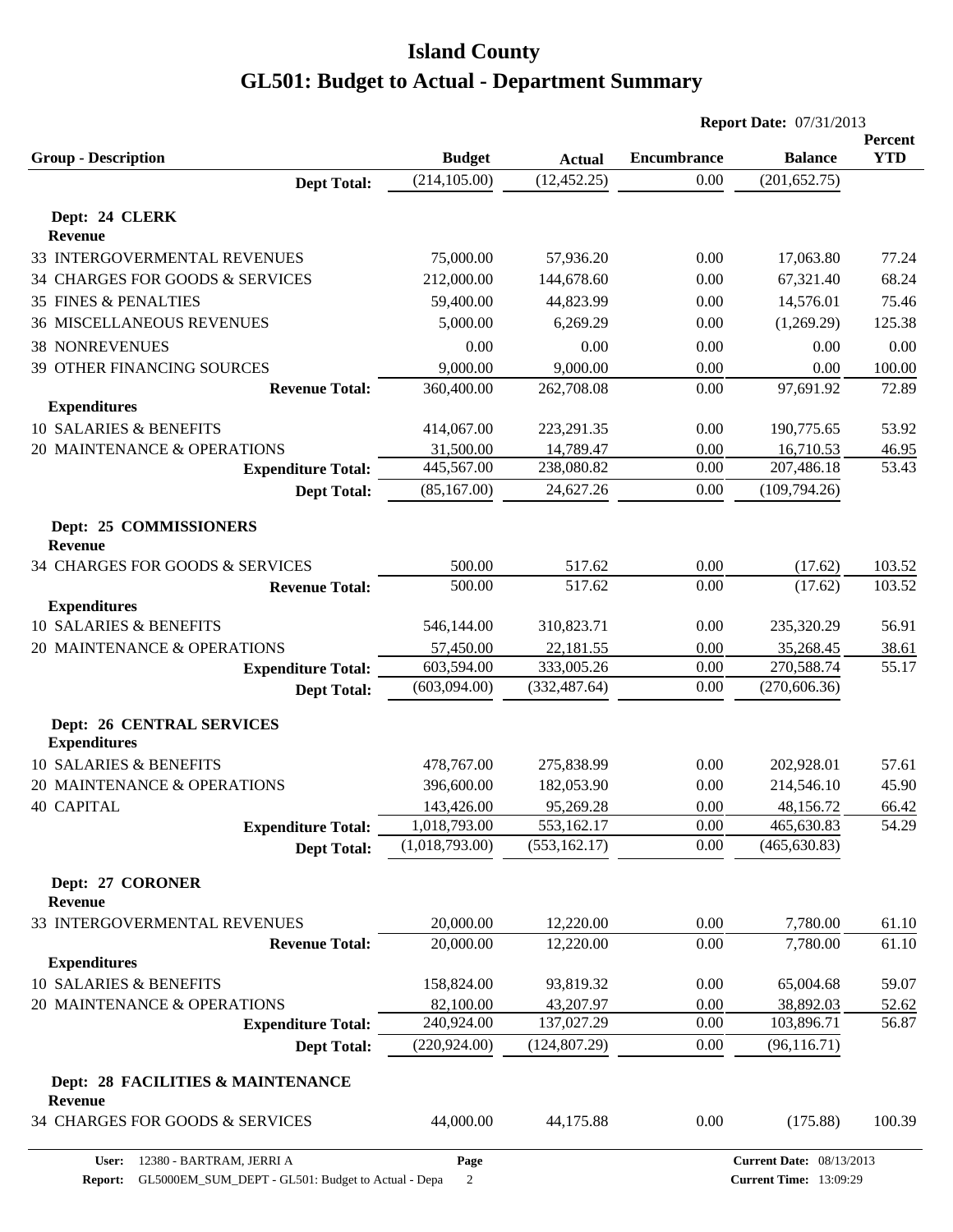# Island County

# GL501: Budget to Actual - Department Summary

**Report Date:** 07/31/2013

| Group - Description | Budget | Actual | Encumbrance | Balance | Percent YTD |
|---|---|---|---|---|---|
| **Dept Total:** | (214,105.00) | (12,452.25) | 0.00 | (201,652.75) | |
| **Dept: 24 CLERK** | | | | | |
| **Revenue** | | | | | |
| 33 INTERGOVERMENTAL REVENUES | 75,000.00 | 57,936.20 | 0.00 | 17,063.80 | 77.24 |
| 34 CHARGES FOR GOODS & SERVICES | 212,000.00 | 144,678.60 | 0.00 | 67,321.40 | 68.24 |
| 35 FINES & PENALTIES | 59,400.00 | 44,823.99 | 0.00 | 14,576.01 | 75.46 |
| 36 MISCELLANEOUS REVENUES | 5,000.00 | 6,269.29 | 0.00 | (1,269.29) | 125.38 |
| 38 NONREVENUES | 0.00 | 0.00 | 0.00 | 0.00 | 0.00 |
| 39 OTHER FINANCING SOURCES | 9,000.00 | 9,000.00 | 0.00 | 0.00 | 100.00 |
| **Revenue Total:** | 360,400.00 | 262,708.08 | 0.00 | 97,691.92 | 72.89 |
| **Expenditures** | | | | | |
| 10 SALARIES & BENEFITS | 414,067.00 | 223,291.35 | 0.00 | 190,775.65 | 53.92 |
| 20 MAINTENANCE & OPERATIONS | 31,500.00 | 14,789.47 | 0.00 | 16,710.53 | 46.95 |
| **Expenditure Total:** | 445,567.00 | 238,080.82 | 0.00 | 207,486.18 | 53.43 |
| **Dept Total:** | (85,167.00) | 24,627.26 | 0.00 | (109,794.26) | |
| **Dept: 25 COMMISSIONERS** | | | | | |
| **Revenue** | | | | | |
| 34 CHARGES FOR GOODS & SERVICES | 500.00 | 517.62 | 0.00 | (17.62) | 103.52 |
| **Revenue Total:** | 500.00 | 517.62 | 0.00 | (17.62) | 103.52 |
| **Expenditures** | | | | | |
| 10 SALARIES & BENEFITS | 546,144.00 | 310,823.71 | 0.00 | 235,320.29 | 56.91 |
| 20 MAINTENANCE & OPERATIONS | 57,450.00 | 22,181.55 | 0.00 | 35,268.45 | 38.61 |
| **Expenditure Total:** | 603,594.00 | 333,005.26 | 0.00 | 270,588.74 | 55.17 |
| **Dept Total:** | (603,094.00) | (332,487.64) | 0.00 | (270,606.36) | |
| **Dept: 26 CENTRAL SERVICES** | | | | | |
| **Expenditures** | | | | | |
| 10 SALARIES & BENEFITS | 478,767.00 | 275,838.99 | 0.00 | 202,928.01 | 57.61 |
| 20 MAINTENANCE & OPERATIONS | 396,600.00 | 182,053.90 | 0.00 | 214,546.10 | 45.90 |
| 40 CAPITAL | 143,426.00 | 95,269.28 | 0.00 | 48,156.72 | 66.42 |
| **Expenditure Total:** | 1,018,793.00 | 553,162.17 | 0.00 | 465,630.83 | 54.29 |
| **Dept Total:** | (1,018,793.00) | (553,162.17) | 0.00 | (465,630.83) | |
| **Dept: 27 CORONER** | | | | | |
| **Revenue** | | | | | |
| 33 INTERGOVERMENTAL REVENUES | 20,000.00 | 12,220.00 | 0.00 | 7,780.00 | 61.10 |
| **Revenue Total:** | 20,000.00 | 12,220.00 | 0.00 | 7,780.00 | 61.10 |
| **Expenditures** | | | | | |
| 10 SALARIES & BENEFITS | 158,824.00 | 93,819.32 | 0.00 | 65,004.68 | 59.07 |
| 20 MAINTENANCE & OPERATIONS | 82,100.00 | 43,207.97 | 0.00 | 38,892.03 | 52.62 |
| **Expenditure Total:** | 240,924.00 | 137,027.29 | 0.00 | 103,896.71 | 56.87 |
| **Dept Total:** | (220,924.00) | (124,807.29) | 0.00 | (96,116.71) | |
| **Dept: 28 FACILITIES & MAINTENANCE** | | | | | |
| **Revenue** | | | | | |
| 34 CHARGES FOR GOODS & SERVICES | 44,000.00 | 44,175.88 | 0.00 | (175.88) | 100.39 |

**User:** 12380 - BARTRAM, JERRI A **Current Date:** 08/13/2013
**Report:** GL5000EM_SUM_DEPT - GL501: Budget to Actual - Depa **Current Time:** 13:09:29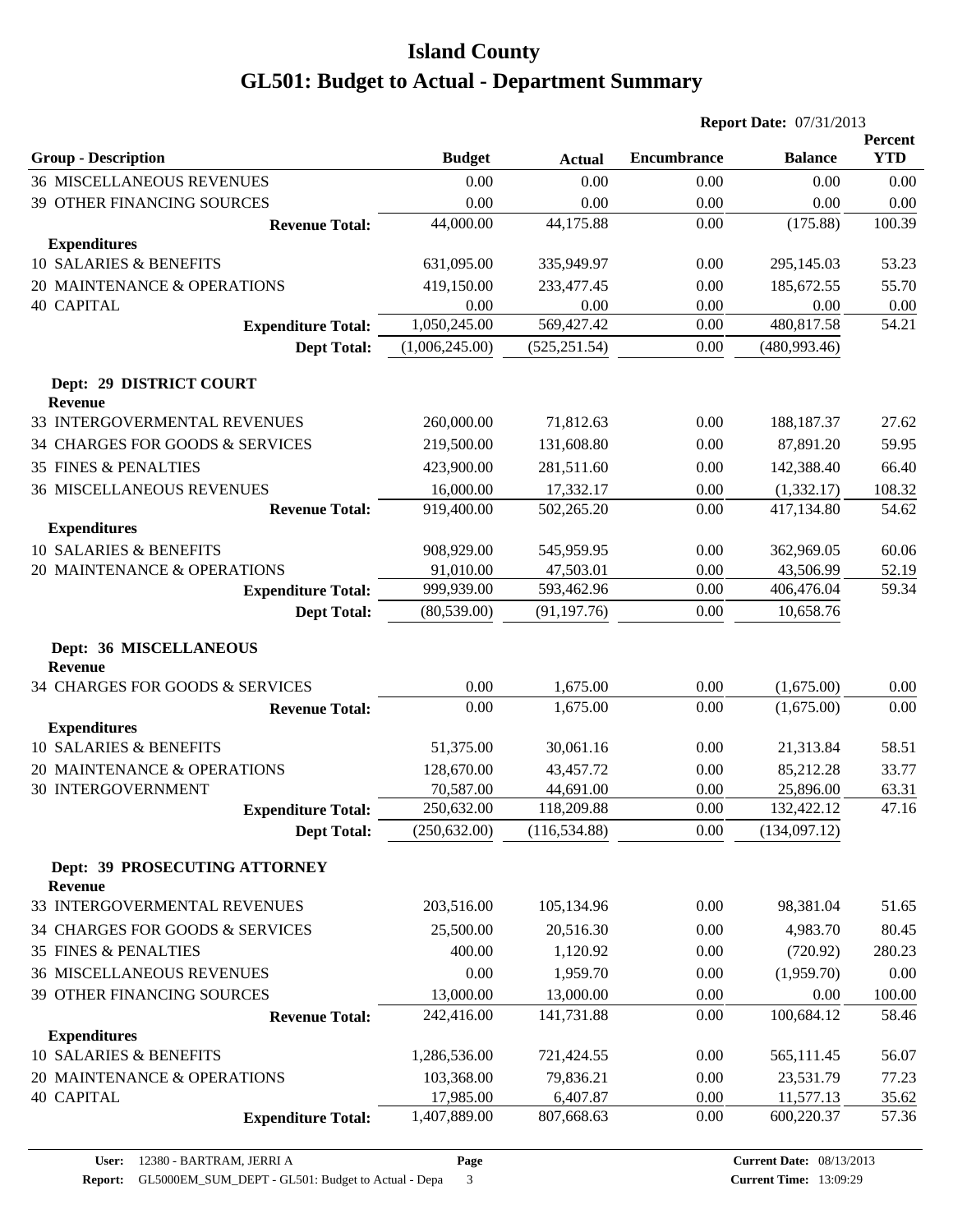# Island County

# GL501: Budget to Actual - Department Summary

**Report Date:** 07/31/2013

| Group - Description | Budget | Actual | Encumbrance | Balance | Percent YTD |
|---|---|---|---|---|---|
| 36 MISCELLANEOUS REVENUES | 0.00 | 0.00 | 0.00 | 0.00 | 0.00 |
| 39 OTHER FINANCING SOURCES | 0.00 | 0.00 | 0.00 | 0.00 | 0.00 |
| **Revenue Total:** | 44,000.00 | 44,175.88 | 0.00 | (175.88) | 100.39 |
| **Expenditures** | | | | | |
| 10 SALARIES & BENEFITS | 631,095.00 | 335,949.97 | 0.00 | 295,145.03 | 53.23 |
| 20 MAINTENANCE & OPERATIONS | 419,150.00 | 233,477.45 | 0.00 | 185,672.55 | 55.70 |
| 40 CAPITAL | 0.00 | 0.00 | 0.00 | 0.00 | 0.00 |
| **Expenditure Total:** | 1,050,245.00 | 569,427.42 | 0.00 | 480,817.58 | 54.21 |
| **Dept Total:** | (1,006,245.00) | (525,251.54) | 0.00 | (480,993.46) | |
| **Dept: 29 DISTRICT COURT** | | | | | |
| **Revenue** | | | | | |
| 33 INTERGOVERMENTAL REVENUES | 260,000.00 | 71,812.63 | 0.00 | 188,187.37 | 27.62 |
| 34 CHARGES FOR GOODS & SERVICES | 219,500.00 | 131,608.80 | 0.00 | 87,891.20 | 59.95 |
| 35 FINES & PENALTIES | 423,900.00 | 281,511.60 | 0.00 | 142,388.40 | 66.40 |
| 36 MISCELLANEOUS REVENUES | 16,000.00 | 17,332.17 | 0.00 | (1,332.17) | 108.32 |
| **Revenue Total:** | 919,400.00 | 502,265.20 | 0.00 | 417,134.80 | 54.62 |
| **Expenditures** | | | | | |
| 10 SALARIES & BENEFITS | 908,929.00 | 545,959.95 | 0.00 | 362,969.05 | 60.06 |
| 20 MAINTENANCE & OPERATIONS | 91,010.00 | 47,503.01 | 0.00 | 43,506.99 | 52.19 |
| **Expenditure Total:** | 999,939.00 | 593,462.96 | 0.00 | 406,476.04 | 59.34 |
| **Dept Total:** | (80,539.00) | (91,197.76) | 0.00 | 10,658.76 | |
| **Dept: 36 MISCELLANEOUS** | | | | | |
| **Revenue** | | | | | |
| 34 CHARGES FOR GOODS & SERVICES | 0.00 | 1,675.00 | 0.00 | (1,675.00) | 0.00 |
| **Revenue Total:** | 0.00 | 1,675.00 | 0.00 | (1,675.00) | 0.00 |
| **Expenditures** | | | | | |
| 10 SALARIES & BENEFITS | 51,375.00 | 30,061.16 | 0.00 | 21,313.84 | 58.51 |
| 20 MAINTENANCE & OPERATIONS | 128,670.00 | 43,457.72 | 0.00 | 85,212.28 | 33.77 |
| 30 INTERGOVERNMENT | 70,587.00 | 44,691.00 | 0.00 | 25,896.00 | 63.31 |
| **Expenditure Total:** | 250,632.00 | 118,209.88 | 0.00 | 132,422.12 | 47.16 |
| **Dept Total:** | (250,632.00) | (116,534.88) | 0.00 | (134,097.12) | |
| **Dept: 39 PROSECUTING ATTORNEY** | | | | | |
| **Revenue** | | | | | |
| 33 INTERGOVERMENTAL REVENUES | 203,516.00 | 105,134.96 | 0.00 | 98,381.04 | 51.65 |
| 34 CHARGES FOR GOODS & SERVICES | 25,500.00 | 20,516.30 | 0.00 | 4,983.70 | 80.45 |
| 35 FINES & PENALTIES | 400.00 | 1,120.92 | 0.00 | (720.92) | 280.23 |
| 36 MISCELLANEOUS REVENUES | 0.00 | 1,959.70 | 0.00 | (1,959.70) | 0.00 |
| 39 OTHER FINANCING SOURCES | 13,000.00 | 13,000.00 | 0.00 | 0.00 | 100.00 |
| **Revenue Total:** | 242,416.00 | 141,731.88 | 0.00 | 100,684.12 | 58.46 |
| **Expenditures** | | | | | |
| 10 SALARIES & BENEFITS | 1,286,536.00 | 721,424.55 | 0.00 | 565,111.45 | 56.07 |
| 20 MAINTENANCE & OPERATIONS | 103,368.00 | 79,836.21 | 0.00 | 23,531.79 | 77.23 |
| 40 CAPITAL | 17,985.00 | 6,407.87 | 0.00 | 11,577.13 | 35.62 |
| **Expenditure Total:** | 1,407,889.00 | 807,668.63 | 0.00 | 600,220.37 | 57.36 |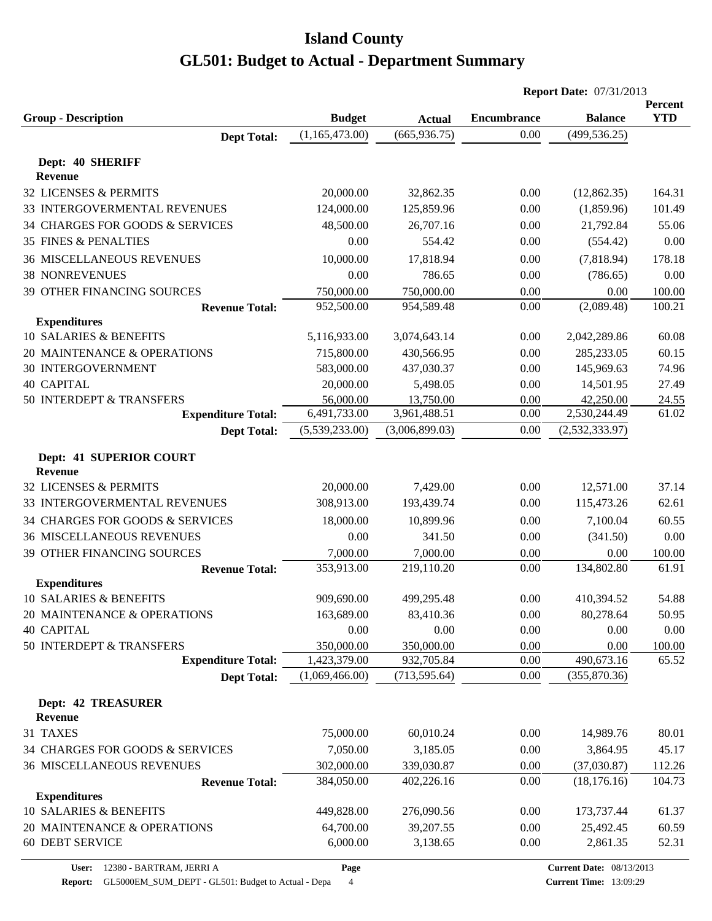# Island County

# GL501: Budget to Actual - Department Summary

**Report Date:** 07/31/2013

| Group - Description | Budget | Actual | Encumbrance | Balance | Percent YTD |
|---|---|---|---|---|---|
| **Dept Total:** | (1,165,473.00) | (665,936.75) | 0.00 | (499,536.25) | |
| **Dept: 40 SHERIFF** | | | | | |
| **Revenue** | | | | | |
| 32 LICENSES & PERMITS | 20,000.00 | 32,862.35 | 0.00 | (12,862.35) | 164.31 |
| 33 INTERGOVERMENTAL REVENUES | 124,000.00 | 125,859.96 | 0.00 | (1,859.96) | 101.49 |
| 34 CHARGES FOR GOODS & SERVICES | 48,500.00 | 26,707.16 | 0.00 | 21,792.84 | 55.06 |
| 35 FINES & PENALTIES | 0.00 | 554.42 | 0.00 | (554.42) | 0.00 |
| 36 MISCELLANEOUS REVENUES | 10,000.00 | 17,818.94 | 0.00 | (7,818.94) | 178.18 |
| 38 NONREVENUES | 0.00 | 786.65 | 0.00 | (786.65) | 0.00 |
| 39 OTHER FINANCING SOURCES | 750,000.00 | 750,000.00 | 0.00 | 0.00 | 100.00 |
| **Revenue Total:** | 952,500.00 | 954,589.48 | 0.00 | (2,089.48) | 100.21 |
| **Expenditures** | | | | | |
| 10 SALARIES & BENEFITS | 5,116,933.00 | 3,074,643.14 | 0.00 | 2,042,289.86 | 60.08 |
| 20 MAINTENANCE & OPERATIONS | 715,800.00 | 430,566.95 | 0.00 | 285,233.05 | 60.15 |
| 30 INTERGOVERNMENT | 583,000.00 | 437,030.37 | 0.00 | 145,969.63 | 74.96 |
| 40 CAPITAL | 20,000.00 | 5,498.05 | 0.00 | 14,501.95 | 27.49 |
| 50 INTERDEPT & TRANSFERS | 56,000.00 | 13,750.00 | 0.00 | 42,250.00 | 24.55 |
| **Expenditure Total:** | 6,491,733.00 | 3,961,488.51 | 0.00 | 2,530,244.49 | 61.02 |
| **Dept Total:** | (5,539,233.00) | (3,006,899.03) | 0.00 | (2,532,333.97) | |
| **Dept: 41 SUPERIOR COURT** | | | | | |
| **Revenue** | | | | | |
| 32 LICENSES & PERMITS | 20,000.00 | 7,429.00 | 0.00 | 12,571.00 | 37.14 |
| 33 INTERGOVERMENTAL REVENUES | 308,913.00 | 193,439.74 | 0.00 | 115,473.26 | 62.61 |
| 34 CHARGES FOR GOODS & SERVICES | 18,000.00 | 10,899.96 | 0.00 | 7,100.04 | 60.55 |
| 36 MISCELLANEOUS REVENUES | 0.00 | 341.50 | 0.00 | (341.50) | 0.00 |
| 39 OTHER FINANCING SOURCES | 7,000.00 | 7,000.00 | 0.00 | 0.00 | 100.00 |
| **Revenue Total:** | 353,913.00 | 219,110.20 | 0.00 | 134,802.80 | 61.91 |
| **Expenditures** | | | | | |
| 10 SALARIES & BENEFITS | 909,690.00 | 499,295.48 | 0.00 | 410,394.52 | 54.88 |
| 20 MAINTENANCE & OPERATIONS | 163,689.00 | 83,410.36 | 0.00 | 80,278.64 | 50.95 |
| 40 CAPITAL | 0.00 | 0.00 | 0.00 | 0.00 | 0.00 |
| 50 INTERDEPT & TRANSFERS | 350,000.00 | 350,000.00 | 0.00 | 0.00 | 100.00 |
| **Expenditure Total:** | 1,423,379.00 | 932,705.84 | 0.00 | 490,673.16 | 65.52 |
| **Dept Total:** | (1,069,466.00) | (713,595.64) | 0.00 | (355,870.36) | |
| **Dept: 42 TREASURER** | | | | | |
| **Revenue** | | | | | |
| 31 TAXES | 75,000.00 | 60,010.24 | 0.00 | 14,989.76 | 80.01 |
| 34 CHARGES FOR GOODS & SERVICES | 7,050.00 | 3,185.05 | 0.00 | 3,864.95 | 45.17 |
| 36 MISCELLANEOUS REVENUES | 302,000.00 | 339,030.87 | 0.00 | (37,030.87) | 112.26 |
| **Revenue Total:** | 384,050.00 | 402,226.16 | 0.00 | (18,176.16) | 104.73 |
| **Expenditures** | | | | | |
| 10 SALARIES & BENEFITS | 449,828.00 | 276,090.56 | 0.00 | 173,737.44 | 61.37 |
| 20 MAINTENANCE & OPERATIONS | 64,700.00 | 39,207.55 | 0.00 | 25,492.45 | 60.59 |
| 60 DEBT SERVICE | 6,000.00 | 3,138.65 | 0.00 | 2,861.35 | 52.31 |

**User:** 12380 - BARTRAM, JERRI A
**Report:** GL5000EM_SUM_DEPT - GL501: Budget to Actual - Depa
**Current Date:** 08/13/2013
**Current Time:** 13:09:29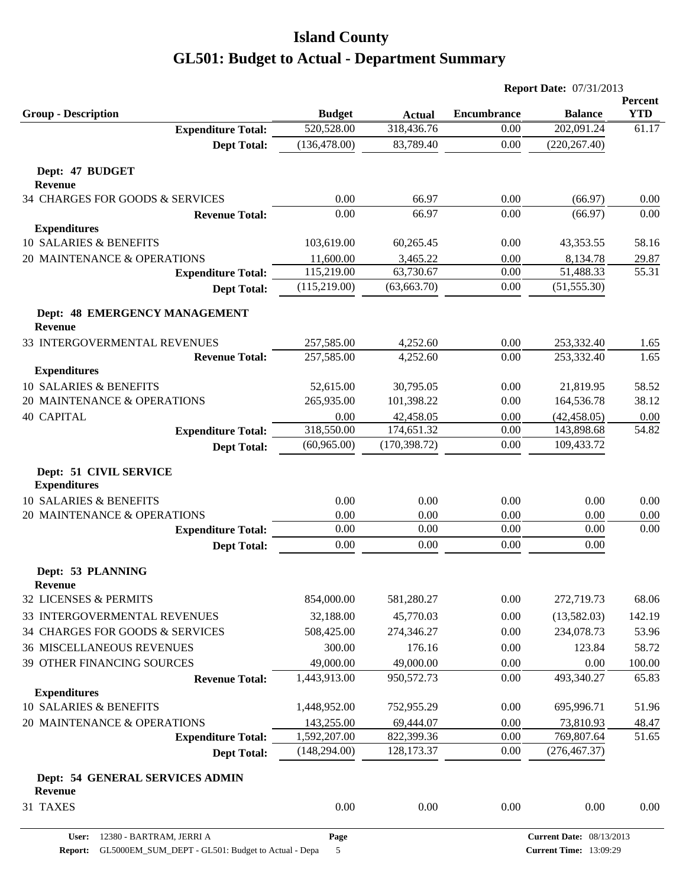# Island County

# GL501: Budget to Actual - Department Summary

**Report Date:** 07/31/2013

| Group - Description | Budget | Actual | Encumbrance | Balance | Percent YTD |
|---|---|---|---|---|---|
| **Expenditure Total:** | 520,528.00 | 318,436.76 | 0.00 | 202,091.24 | 61.17 |
| **Dept Total:** | (136,478.00) | 83,789.40 | 0.00 | (220,267.40) | |
| **Dept: 47 BUDGET** | | | | | |
| **Revenue** | | | | | |
| 34 CHARGES FOR GOODS & SERVICES | 0.00 | 66.97 | 0.00 | (66.97) | 0.00 |
| **Revenue Total:** | 0.00 | 66.97 | 0.00 | (66.97) | 0.00 |
| **Expenditures** | | | | | |
| 10 SALARIES & BENEFITS | 103,619.00 | 60,265.45 | 0.00 | 43,353.55 | 58.16 |
| 20 MAINTENANCE & OPERATIONS | 11,600.00 | 3,465.22 | 0.00 | 8,134.78 | 29.87 |
| **Expenditure Total:** | 115,219.00 | 63,730.67 | 0.00 | 51,488.33 | 55.31 |
| **Dept Total:** | (115,219.00) | (63,663.70) | 0.00 | (51,555.30) | |
| **Dept: 48 EMERGENCY MANAGEMENT** | | | | | |
| **Revenue** | | | | | |
| 33 INTERGOVERMENTAL REVENUES | 257,585.00 | 4,252.60 | 0.00 | 253,332.40 | 1.65 |
| **Revenue Total:** | 257,585.00 | 4,252.60 | 0.00 | 253,332.40 | 1.65 |
| **Expenditures** | | | | | |
| 10 SALARIES & BENEFITS | 52,615.00 | 30,795.05 | 0.00 | 21,819.95 | 58.52 |
| 20 MAINTENANCE & OPERATIONS | 265,935.00 | 101,398.22 | 0.00 | 164,536.78 | 38.12 |
| 40 CAPITAL | 0.00 | 42,458.05 | 0.00 | (42,458.05) | 0.00 |
| **Expenditure Total:** | 318,550.00 | 174,651.32 | 0.00 | 143,898.68 | 54.82 |
| **Dept Total:** | (60,965.00) | (170,398.72) | 0.00 | 109,433.72 | |
| **Dept: 51 CIVIL SERVICE** | | | | | |
| **Expenditures** | | | | | |
| 10 SALARIES & BENEFITS | 0.00 | 0.00 | 0.00 | 0.00 | 0.00 |
| 20 MAINTENANCE & OPERATIONS | 0.00 | 0.00 | 0.00 | 0.00 | 0.00 |
| **Expenditure Total:** | 0.00 | 0.00 | 0.00 | 0.00 | 0.00 |
| **Dept Total:** | 0.00 | 0.00 | 0.00 | 0.00 | |
| **Dept: 53 PLANNING** | | | | | |
| **Revenue** | | | | | |
| 32 LICENSES & PERMITS | 854,000.00 | 581,280.27 | 0.00 | 272,719.73 | 68.06 |
| 33 INTERGOVERMENTAL REVENUES | 32,188.00 | 45,770.03 | 0.00 | (13,582.03) | 142.19 |
| 34 CHARGES FOR GOODS & SERVICES | 508,425.00 | 274,346.27 | 0.00 | 234,078.73 | 53.96 |
| 36 MISCELLANEOUS REVENUES | 300.00 | 176.16 | 0.00 | 123.84 | 58.72 |
| 39 OTHER FINANCING SOURCES | 49,000.00 | 49,000.00 | 0.00 | 0.00 | 100.00 |
| **Revenue Total:** | 1,443,913.00 | 950,572.73 | 0.00 | 493,340.27 | 65.83 |
| **Expenditures** | | | | | |
| 10 SALARIES & BENEFITS | 1,448,952.00 | 752,955.29 | 0.00 | 695,996.71 | 51.96 |
| 20 MAINTENANCE & OPERATIONS | 143,255.00 | 69,444.07 | 0.00 | 73,810.93 | 48.47 |
| **Expenditure Total:** | 1,592,207.00 | 822,399.36 | 0.00 | 769,807.64 | 51.65 |
| **Dept Total:** | (148,294.00) | 128,173.37 | 0.00 | (276,467.37) | |
| **Dept: 54 GENERAL SERVICES ADMIN** | | | | | |
| **Revenue** | | | | | |
| 31 TAXES | 0.00 | 0.00 | 0.00 | 0.00 | 0.00 |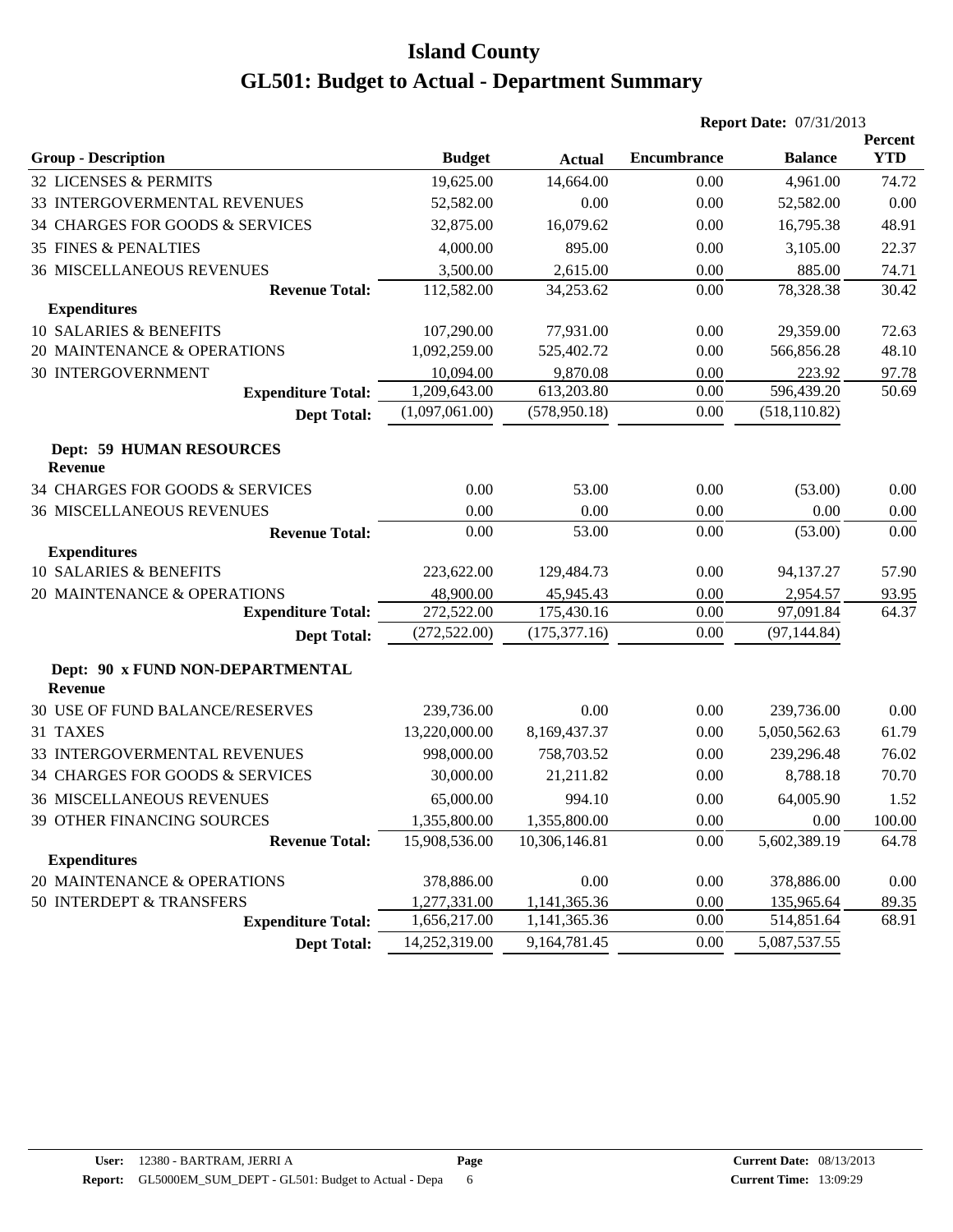# Island County

# GL501: Budget to Actual - Department Summary

**Report Date:** 07/31/2013

| Group - Description | Budget | Actual | Encumbrance | Balance | Percent YTD |
|---|---|---|---|---|---|
| 32 LICENSES & PERMITS | 19,625.00 | 14,664.00 | 0.00 | 4,961.00 | 74.72 |
| 33 INTERGOVERMENTAL REVENUES | 52,582.00 | 0.00 | 0.00 | 52,582.00 | 0.00 |
| 34 CHARGES FOR GOODS & SERVICES | 32,875.00 | 16,079.62 | 0.00 | 16,795.38 | 48.91 |
| 35 FINES & PENALTIES | 4,000.00 | 895.00 | 0.00 | 3,105.00 | 22.37 |
| 36 MISCELLANEOUS REVENUES | 3,500.00 | 2,615.00 | 0.00 | 885.00 | 74.71 |
| **Revenue Total:** | 112,582.00 | 34,253.62 | 0.00 | 78,328.38 | 30.42 |
| **Expenditures** | | | | | |
| 10 SALARIES & BENEFITS | 107,290.00 | 77,931.00 | 0.00 | 29,359.00 | 72.63 |
| 20 MAINTENANCE & OPERATIONS | 1,092,259.00 | 525,402.72 | 0.00 | 566,856.28 | 48.10 |
| 30 INTERGOVERNMENT | 10,094.00 | 9,870.08 | 0.00 | 223.92 | 97.78 |
| **Expenditure Total:** | 1,209,643.00 | 613,203.80 | 0.00 | 596,439.20 | 50.69 |
| **Dept Total:** | (1,097,061.00) | (578,950.18) | 0.00 | (518,110.82) | |

**Dept: 59 HUMAN RESOURCES**

| Group - Description | Budget | Actual | Encumbrance | Balance | Percent YTD |
|---|---|---|---|---|---|
| **Revenue** | | | | | |
| 34 CHARGES FOR GOODS & SERVICES | 0.00 | 53.00 | 0.00 | (53.00) | 0.00 |
| 36 MISCELLANEOUS REVENUES | 0.00 | 0.00 | 0.00 | 0.00 | 0.00 |
| **Revenue Total:** | 0.00 | 53.00 | 0.00 | (53.00) | 0.00 |
| **Expenditures** | | | | | |
| 10 SALARIES & BENEFITS | 223,622.00 | 129,484.73 | 0.00 | 94,137.27 | 57.90 |
| 20 MAINTENANCE & OPERATIONS | 48,900.00 | 45,945.43 | 0.00 | 2,954.57 | 93.95 |
| **Expenditure Total:** | 272,522.00 | 175,430.16 | 0.00 | 97,091.84 | 64.37 |
| **Dept Total:** | (272,522.00) | (175,377.16) | 0.00 | (97,144.84) | |

**Dept: 90 x FUND NON-DEPARTMENTAL**

| Group - Description | Budget | Actual | Encumbrance | Balance | Percent YTD |
|---|---|---|---|---|---|
| **Revenue** | | | | | |
| 30 USE OF FUND BALANCE/RESERVES | 239,736.00 | 0.00 | 0.00 | 239,736.00 | 0.00 |
| 31 TAXES | 13,220,000.00 | 8,169,437.37 | 0.00 | 5,050,562.63 | 61.79 |
| 33 INTERGOVERMENTAL REVENUES | 998,000.00 | 758,703.52 | 0.00 | 239,296.48 | 76.02 |
| 34 CHARGES FOR GOODS & SERVICES | 30,000.00 | 21,211.82 | 0.00 | 8,788.18 | 70.70 |
| 36 MISCELLANEOUS REVENUES | 65,000.00 | 994.10 | 0.00 | 64,005.90 | 1.52 |
| 39 OTHER FINANCING SOURCES | 1,355,800.00 | 1,355,800.00 | 0.00 | 0.00 | 100.00 |
| **Revenue Total:** | 15,908,536.00 | 10,306,146.81 | 0.00 | 5,602,389.19 | 64.78 |
| **Expenditures** | | | | | |
| 20 MAINTENANCE & OPERATIONS | 378,886.00 | 0.00 | 0.00 | 378,886.00 | 0.00 |
| 50 INTERDEPT & TRANSFERS | 1,277,331.00 | 1,141,365.36 | 0.00 | 135,965.64 | 89.35 |
| **Expenditure Total:** | 1,656,217.00 | 1,141,365.36 | 0.00 | 514,851.64 | 68.91 |
| **Dept Total:** | 14,252,319.00 | 9,164,781.45 | 0.00 | 5,087,537.55 | |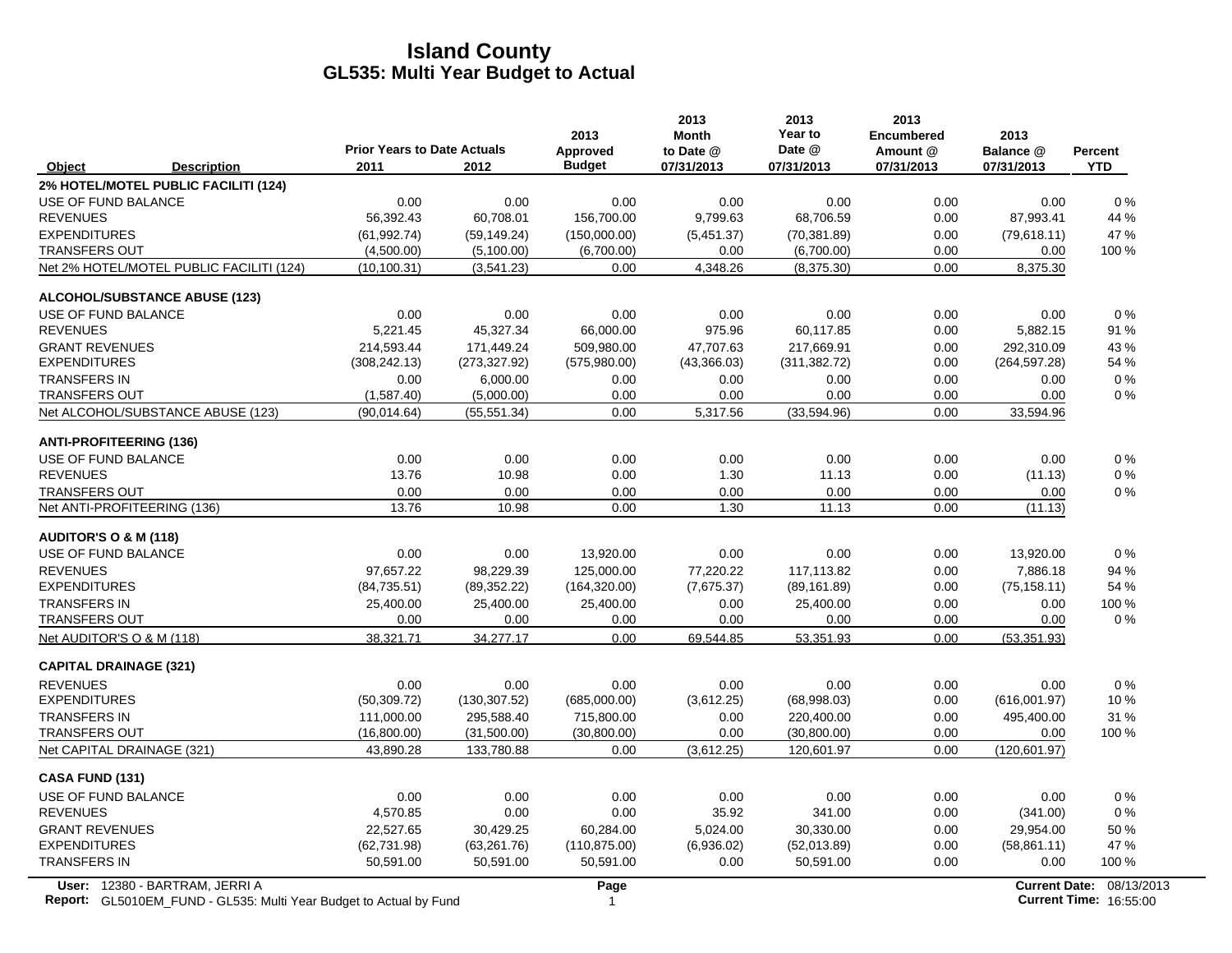# Island County
## GL535: Multi Year Budget to Actual

| Object / Description | Prior Years to Date Actuals 2011 | 2012 | 2013 Approved Budget | 2013 Month to Date @ 07/31/2013 | 2013 Year to Date @ 07/31/2013 | 2013 Encumbered Amount @ 07/31/2013 | 2013 Balance @ 07/31/2013 | Percent YTD |
|---|---|---|---|---|---|---|---|---|
| **2% HOTEL/MOTEL PUBLIC FACILITI (124)** | | | | | | | | |
| USE OF FUND BALANCE | 0.00 | 0.00 | 0.00 | 0.00 | 0.00 | 0.00 | 0.00 | 0 % |
| REVENUES | 56,392.43 | 60,708.01 | 156,700.00 | 9,799.63 | 68,706.59 | 0.00 | 87,993.41 | 44 % |
| EXPENDITURES | (61,992.74) | (59,149.24) | (150,000.00) | (5,451.37) | (70,381.89) | 0.00 | (79,618.11) | 47 % |
| TRANSFERS OUT | (4,500.00) | (5,100.00) | (6,700.00) | 0.00 | (6,700.00) | 0.00 | 0.00 | 100 % |
| Net 2% HOTEL/MOTEL PUBLIC FACILITI (124) | (10,100.31) | (3,541.23) | 0.00 | 4,348.26 | (8,375.30) | 0.00 | 8,375.30 | |
| **ALCOHOL/SUBSTANCE ABUSE (123)** | | | | | | | | |
| USE OF FUND BALANCE | 0.00 | 0.00 | 0.00 | 0.00 | 0.00 | 0.00 | 0.00 | 0 % |
| REVENUES | 5,221.45 | 45,327.34 | 66,000.00 | 975.96 | 60,117.85 | 0.00 | 5,882.15 | 91 % |
| GRANT REVENUES | 214,593.44 | 171,449.24 | 509,980.00 | 47,707.63 | 217,669.91 | 0.00 | 292,310.09 | 43 % |
| EXPENDITURES | (308,242.13) | (273,327.92) | (575,980.00) | (43,366.03) | (311,382.72) | 0.00 | (264,597.28) | 54 % |
| TRANSFERS IN | 0.00 | 6,000.00 | 0.00 | 0.00 | 0.00 | 0.00 | 0.00 | 0 % |
| TRANSFERS OUT | (1,587.40) | (5,000.00) | 0.00 | 0.00 | 0.00 | 0.00 | 0.00 | 0 % |
| Net ALCOHOL/SUBSTANCE ABUSE (123) | (90,014.64) | (55,551.34) | 0.00 | 5,317.56 | (33,594.96) | 0.00 | 33,594.96 | |
| **ANTI-PROFITEERING (136)** | | | | | | | | |
| USE OF FUND BALANCE | 0.00 | 0.00 | 0.00 | 0.00 | 0.00 | 0.00 | 0.00 | 0 % |
| REVENUES | 13.76 | 10.98 | 0.00 | 1.30 | 11.13 | 0.00 | (11.13) | 0 % |
| TRANSFERS OUT | 0.00 | 0.00 | 0.00 | 0.00 | 0.00 | 0.00 | 0.00 | 0 % |
| Net ANTI-PROFITEERING (136) | 13.76 | 10.98 | 0.00 | 1.30 | 11.13 | 0.00 | (11.13) | |
| **AUDITOR'S O & M (118)** | | | | | | | | |
| USE OF FUND BALANCE | 0.00 | 0.00 | 13,920.00 | 0.00 | 0.00 | 0.00 | 13,920.00 | 0 % |
| REVENUES | 97,657.22 | 98,229.39 | 125,000.00 | 77,220.22 | 117,113.82 | 0.00 | 7,886.18 | 94 % |
| EXPENDITURES | (84,735.51) | (89,352.22) | (164,320.00) | (7,675.37) | (89,161.89) | 0.00 | (75,158.11) | 54 % |
| TRANSFERS IN | 25,400.00 | 25,400.00 | 25,400.00 | 0.00 | 25,400.00 | 0.00 | 0.00 | 100 % |
| TRANSFERS OUT | 0.00 | 0.00 | 0.00 | 0.00 | 0.00 | 0.00 | 0.00 | 0 % |
| Net AUDITOR'S O & M (118) | 38,321.71 | 34,277.17 | 0.00 | 69,544.85 | 53,351.93 | 0.00 | (53,351.93) | |
| **CAPITAL DRAINAGE (321)** | | | | | | | | |
| REVENUES | 0.00 | 0.00 | 0.00 | 0.00 | 0.00 | 0.00 | 0.00 | 0 % |
| EXPENDITURES | (50,309.72) | (130,307.52) | (685,000.00) | (3,612.25) | (68,998.03) | 0.00 | (616,001.97) | 10 % |
| TRANSFERS IN | 111,000.00 | 295,588.40 | 715,800.00 | 0.00 | 220,400.00 | 0.00 | 495,400.00 | 31 % |
| TRANSFERS OUT | (16,800.00) | (31,500.00) | (30,800.00) | 0.00 | (30,800.00) | 0.00 | 0.00 | 100 % |
| Net CAPITAL DRAINAGE (321) | 43,890.28 | 133,780.88 | 0.00 | (3,612.25) | 120,601.97 | 0.00 | (120,601.97) | |
| **CASA FUND (131)** | | | | | | | | |
| USE OF FUND BALANCE | 0.00 | 0.00 | 0.00 | 0.00 | 0.00 | 0.00 | 0.00 | 0 % |
| REVENUES | 4,570.85 | 0.00 | 0.00 | 35.92 | 341.00 | 0.00 | (341.00) | 0 % |
| GRANT REVENUES | 22,527.65 | 30,429.25 | 60,284.00 | 5,024.00 | 30,330.00 | 0.00 | 29,954.00 | 50 % |
| EXPENDITURES | (62,731.98) | (63,261.76) | (110,875.00) | (6,936.02) | (52,013.89) | 0.00 | (58,861.11) | 47 % |
| TRANSFERS IN | 50,591.00 | 50,591.00 | 50,591.00 | 0.00 | 50,591.00 | 0.00 | 0.00 | 100 % |

User: 12380 - BARTRAM, JERRI A
Report: GL5010EM_FUND - GL535: Multi Year Budget to Actual by Fund
Current Date: 08/13/2013
Current Time: 16:55:00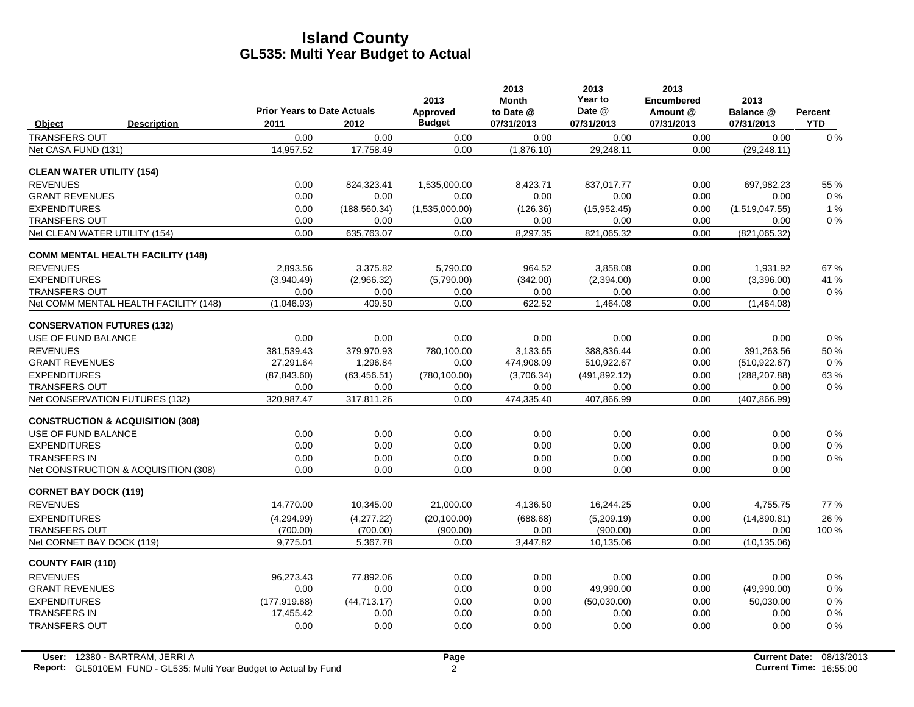# Island County
## GL535: Multi Year Budget to Actual

| Object | Description | Prior Years to Date Actuals 2011 | 2012 | 2013 Approved Budget | 2013 Month to Date @ 07/31/2013 | 2013 Year to Date @ 07/31/2013 | 2013 Encumbered Amount @ 07/31/2013 | 2013 Balance @ 07/31/2013 | Percent YTD |
|---|---|---|---|---|---|---|---|---|---|
| TRANSFERS OUT | | 0.00 | 0.00 | 0.00 | 0.00 | 0.00 | 0.00 | 0.00 | 0 % |
| Net CASA FUND (131) | | 14,957.52 | 17,758.49 | 0.00 | (1,876.10) | 29,248.11 | 0.00 | (29,248.11) | |
| **CLEAN WATER UTILITY (154)** | | | | | | | | | |
| REVENUES | | 0.00 | 824,323.41 | 1,535,000.00 | 8,423.71 | 837,017.77 | 0.00 | 697,982.23 | 55 % |
| GRANT REVENUES | | 0.00 | 0.00 | 0.00 | 0.00 | 0.00 | 0.00 | 0.00 | 0 % |
| EXPENDITURES | | 0.00 | (188,560.34) | (1,535,000.00) | (126.36) | (15,952.45) | 0.00 | (1,519,047.55) | 1 % |
| TRANSFERS OUT | | 0.00 | 0.00 | 0.00 | 0.00 | 0.00 | 0.00 | 0.00 | 0 % |
| Net CLEAN WATER UTILITY (154) | | 0.00 | 635,763.07 | 0.00 | 8,297.35 | 821,065.32 | 0.00 | (821,065.32) | |
| **COMM MENTAL HEALTH FACILITY (148)** | | | | | | | | | |
| REVENUES | | 2,893.56 | 3,375.82 | 5,790.00 | 964.52 | 3,858.08 | 0.00 | 1,931.92 | 67 % |
| EXPENDITURES | | (3,940.49) | (2,966.32) | (5,790.00) | (342.00) | (2,394.00) | 0.00 | (3,396.00) | 41 % |
| TRANSFERS OUT | | 0.00 | 0.00 | 0.00 | 0.00 | 0.00 | 0.00 | 0.00 | 0 % |
| Net COMM MENTAL HEALTH FACILITY (148) | | (1,046.93) | 409.50 | 0.00 | 622.52 | 1,464.08 | 0.00 | (1,464.08) | |
| **CONSERVATION FUTURES (132)** | | | | | | | | | |
| USE OF FUND BALANCE | | 0.00 | 0.00 | 0.00 | 0.00 | 0.00 | 0.00 | 0.00 | 0 % |
| REVENUES | | 381,539.43 | 379,970.93 | 780,100.00 | 3,133.65 | 388,836.44 | 0.00 | 391,263.56 | 50 % |
| GRANT REVENUES | | 27,291.64 | 1,296.84 | 0.00 | 474,908.09 | 510,922.67 | 0.00 | (510,922.67) | 0 % |
| EXPENDITURES | | (87,843.60) | (63,456.51) | (780,100.00) | (3,706.34) | (491,892.12) | 0.00 | (288,207.88) | 63 % |
| TRANSFERS OUT | | 0.00 | 0.00 | 0.00 | 0.00 | 0.00 | 0.00 | 0.00 | 0 % |
| Net CONSERVATION FUTURES (132) | | 320,987.47 | 317,811.26 | 0.00 | 474,335.40 | 407,866.99 | 0.00 | (407,866.99) | |
| **CONSTRUCTION & ACQUISITION (308)** | | | | | | | | | |
| USE OF FUND BALANCE | | 0.00 | 0.00 | 0.00 | 0.00 | 0.00 | 0.00 | 0.00 | 0 % |
| EXPENDITURES | | 0.00 | 0.00 | 0.00 | 0.00 | 0.00 | 0.00 | 0.00 | 0 % |
| TRANSFERS IN | | 0.00 | 0.00 | 0.00 | 0.00 | 0.00 | 0.00 | 0.00 | 0 % |
| Net CONSTRUCTION & ACQUISITION (308) | | 0.00 | 0.00 | 0.00 | 0.00 | 0.00 | 0.00 | 0.00 | |
| **CORNET BAY DOCK (119)** | | | | | | | | | |
| REVENUES | | 14,770.00 | 10,345.00 | 21,000.00 | 4,136.50 | 16,244.25 | 0.00 | 4,755.75 | 77 % |
| EXPENDITURES | | (4,294.99) | (4,277.22) | (20,100.00) | (688.68) | (5,209.19) | 0.00 | (14,890.81) | 26 % |
| TRANSFERS OUT | | (700.00) | (700.00) | (900.00) | 0.00 | (900.00) | 0.00 | 0.00 | 100 % |
| Net CORNET BAY DOCK (119) | | 9,775.01 | 5,367.78 | 0.00 | 3,447.82 | 10,135.06 | 0.00 | (10,135.06) | |
| **COUNTY FAIR (110)** | | | | | | | | | |
| REVENUES | | 96,273.43 | 77,892.06 | 0.00 | 0.00 | 0.00 | 0.00 | 0.00 | 0 % |
| GRANT REVENUES | | 0.00 | 0.00 | 0.00 | 0.00 | 49,990.00 | 0.00 | (49,990.00) | 0 % |
| EXPENDITURES | | (177,919.68) | (44,713.17) | 0.00 | 0.00 | (50,030.00) | 0.00 | 50,030.00 | 0 % |
| TRANSFERS IN | | 17,455.42 | 0.00 | 0.00 | 0.00 | 0.00 | 0.00 | 0.00 | 0 % |
| TRANSFERS OUT | | 0.00 | 0.00 | 0.00 | 0.00 | 0.00 | 0.00 | 0.00 | 0 % |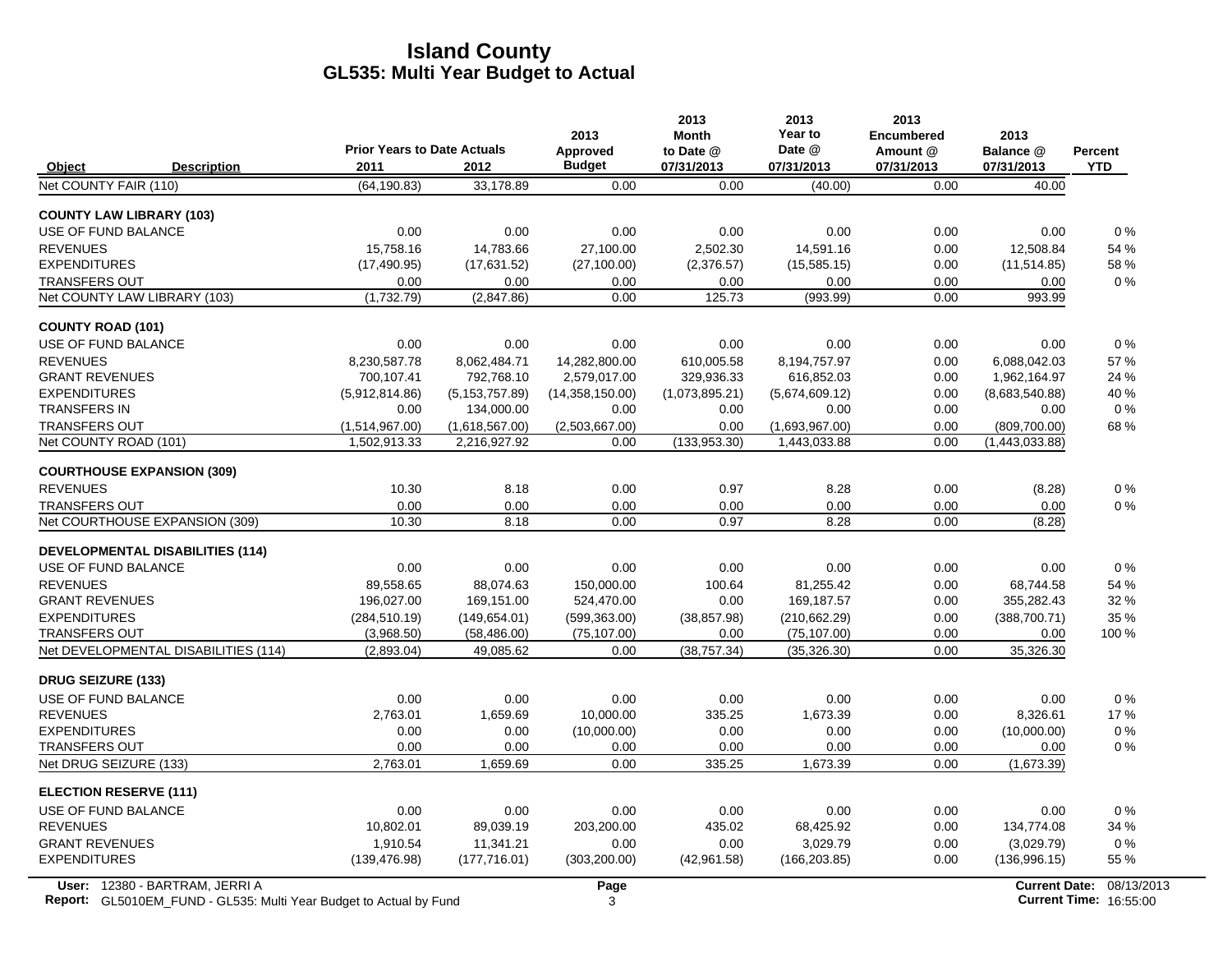# Island County
## GL535: Multi Year Budget to Actual

| Object | Description | Prior Years to Date Actuals 2011 | 2012 | 2013 Approved Budget | 2013 Month to Date @ 07/31/2013 | 2013 Year to Date @ 07/31/2013 | 2013 Encumbered Amount @ 07/31/2013 | 2013 Balance @ 07/31/2013 | Percent YTD |
|---|---|---|---|---|---|---|---|---|---|
| Net COUNTY FAIR (110) | | (64,190.83) | 33,178.89 | 0.00 | 0.00 | (40.00) | 0.00 | 40.00 | |
| **COUNTY LAW LIBRARY (103)** | | | | | | | | | |
| USE OF FUND BALANCE | | 0.00 | 0.00 | 0.00 | 0.00 | 0.00 | 0.00 | 0.00 | 0 % |
| REVENUES | | 15,758.16 | 14,783.66 | 27,100.00 | 2,502.30 | 14,591.16 | 0.00 | 12,508.84 | 54 % |
| EXPENDITURES | | (17,490.95) | (17,631.52) | (27,100.00) | (2,376.57) | (15,585.15) | 0.00 | (11,514.85) | 58 % |
| TRANSFERS OUT | | 0.00 | 0.00 | 0.00 | 0.00 | 0.00 | 0.00 | 0.00 | 0 % |
| Net COUNTY LAW LIBRARY (103) | | (1,732.79) | (2,847.86) | 0.00 | 125.73 | (993.99) | 0.00 | 993.99 | |
| **COUNTY ROAD (101)** | | | | | | | | | |
| USE OF FUND BALANCE | | 0.00 | 0.00 | 0.00 | 0.00 | 0.00 | 0.00 | 0.00 | 0 % |
| REVENUES | | 8,230,587.78 | 8,062,484.71 | 14,282,800.00 | 610,005.58 | 8,194,757.97 | 0.00 | 6,088,042.03 | 57 % |
| GRANT REVENUES | | 700,107.41 | 792,768.10 | 2,579,017.00 | 329,936.33 | 616,852.03 | 0.00 | 1,962,164.97 | 24 % |
| EXPENDITURES | | (5,912,814.86) | (5,153,757.89) | (14,358,150.00) | (1,073,895.21) | (5,674,609.12) | 0.00 | (8,683,540.88) | 40 % |
| TRANSFERS IN | | 0.00 | 134,000.00 | 0.00 | 0.00 | 0.00 | 0.00 | 0.00 | 0 % |
| TRANSFERS OUT | | (1,514,967.00) | (1,618,567.00) | (2,503,667.00) | 0.00 | (1,693,967.00) | 0.00 | (809,700.00) | 68 % |
| Net COUNTY ROAD (101) | | 1,502,913.33 | 2,216,927.92 | 0.00 | (133,953.30) | 1,443,033.88 | 0.00 | (1,443,033.88) | |
| **COURTHOUSE EXPANSION (309)** | | | | | | | | | |
| REVENUES | | 10.30 | 8.18 | 0.00 | 0.97 | 8.28 | 0.00 | (8.28) | 0 % |
| TRANSFERS OUT | | 0.00 | 0.00 | 0.00 | 0.00 | 0.00 | 0.00 | 0.00 | 0 % |
| Net COURTHOUSE EXPANSION (309) | | 10.30 | 8.18 | 0.00 | 0.97 | 8.28 | 0.00 | (8.28) | |
| **DEVELOPMENTAL DISABILITIES (114)** | | | | | | | | | |
| USE OF FUND BALANCE | | 0.00 | 0.00 | 0.00 | 0.00 | 0.00 | 0.00 | 0.00 | 0 % |
| REVENUES | | 89,558.65 | 88,074.63 | 150,000.00 | 100.64 | 81,255.42 | 0.00 | 68,744.58 | 54 % |
| GRANT REVENUES | | 196,027.00 | 169,151.00 | 524,470.00 | 0.00 | 169,187.57 | 0.00 | 355,282.43 | 32 % |
| EXPENDITURES | | (284,510.19) | (149,654.01) | (599,363.00) | (38,857.98) | (210,662.29) | 0.00 | (388,700.71) | 35 % |
| TRANSFERS OUT | | (3,968.50) | (58,486.00) | (75,107.00) | 0.00 | (75,107.00) | 0.00 | 0.00 | 100 % |
| Net DEVELOPMENTAL DISABILITIES (114) | | (2,893.04) | 49,085.62 | 0.00 | (38,757.34) | (35,326.30) | 0.00 | 35,326.30 | |
| **DRUG SEIZURE (133)** | | | | | | | | | |
| USE OF FUND BALANCE | | 0.00 | 0.00 | 0.00 | 0.00 | 0.00 | 0.00 | 0.00 | 0 % |
| REVENUES | | 2,763.01 | 1,659.69 | 10,000.00 | 335.25 | 1,673.39 | 0.00 | 8,326.61 | 17 % |
| EXPENDITURES | | 0.00 | 0.00 | (10,000.00) | 0.00 | 0.00 | 0.00 | (10,000.00) | 0 % |
| TRANSFERS OUT | | 0.00 | 0.00 | 0.00 | 0.00 | 0.00 | 0.00 | 0.00 | 0 % |
| Net DRUG SEIZURE (133) | | 2,763.01 | 1,659.69 | 0.00 | 335.25 | 1,673.39 | 0.00 | (1,673.39) | |
| **ELECTION RESERVE (111)** | | | | | | | | | |
| USE OF FUND BALANCE | | 0.00 | 0.00 | 0.00 | 0.00 | 0.00 | 0.00 | 0.00 | 0 % |
| REVENUES | | 10,802.01 | 89,039.19 | 203,200.00 | 435.02 | 68,425.92 | 0.00 | 134,774.08 | 34 % |
| GRANT REVENUES | | 1,910.54 | 11,341.21 | 0.00 | 0.00 | 3,029.79 | 0.00 | (3,029.79) | 0 % |
| EXPENDITURES | | (139,476.98) | (177,716.01) | (303,200.00) | (42,961.58) | (166,203.85) | 0.00 | (136,996.15) | 55 % |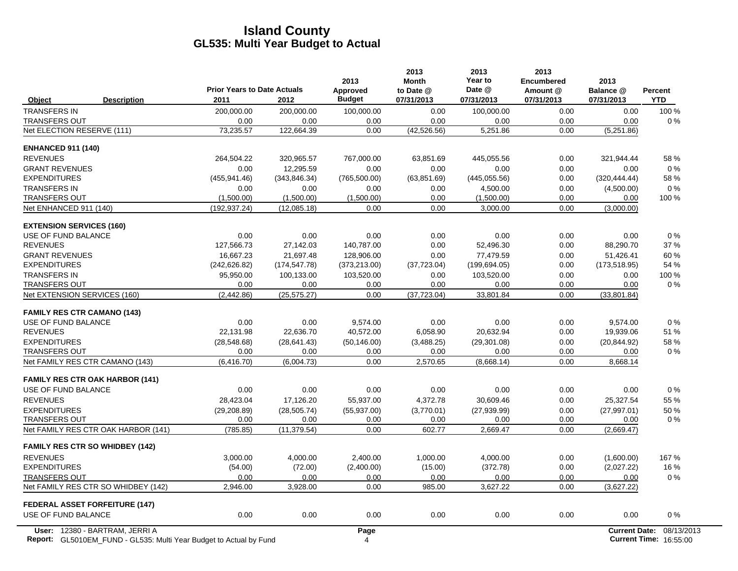# Island County

## GL535: Multi Year Budget to Actual

| Object | Description | Prior Years to Date Actuals 2011 | Prior Years to Date Actuals 2012 | 2013 Approved Budget | 2013 Month to Date @ 07/31/2013 | 2013 Year to Date @ 07/31/2013 | 2013 Encumbered Amount @ 07/31/2013 | 2013 Balance @ 07/31/2013 | Percent YTD |
|---|---|---|---|---|---|---|---|---|---|
| TRANSFERS IN | | 200,000.00 | 200,000.00 | 100,000.00 | 0.00 | 100,000.00 | 0.00 | 0.00 | 100 % |
| TRANSFERS OUT | | 0.00 | 0.00 | 0.00 | 0.00 | 0.00 | 0.00 | 0.00 | 0 % |
| Net ELECTION RESERVE (111) | | 73,235.57 | 122,664.39 | 0.00 | (42,526.56) | 5,251.86 | 0.00 | (5,251.86) | |
| **ENHANCED 911 (140)** | | | | | | | | | |
| REVENUES | | 264,504.22 | 320,965.57 | 767,000.00 | 63,851.69 | 445,055.56 | 0.00 | 321,944.44 | 58 % |
| GRANT REVENUES | | 0.00 | 12,295.59 | 0.00 | 0.00 | 0.00 | 0.00 | 0.00 | 0 % |
| EXPENDITURES | | (455,941.46) | (343,846.34) | (765,500.00) | (63,851.69) | (445,055.56) | 0.00 | (320,444.44) | 58 % |
| TRANSFERS IN | | 0.00 | 0.00 | 0.00 | 0.00 | 4,500.00 | 0.00 | (4,500.00) | 0 % |
| TRANSFERS OUT | | (1,500.00) | (1,500.00) | (1,500.00) | 0.00 | (1,500.00) | 0.00 | 0.00 | 100 % |
| Net ENHANCED 911 (140) | | (192,937.24) | (12,085.18) | 0.00 | 0.00 | 3,000.00 | 0.00 | (3,000.00) | |
| **EXTENSION SERVICES (160)** | | | | | | | | | |
| USE OF FUND BALANCE | | 0.00 | 0.00 | 0.00 | 0.00 | 0.00 | 0.00 | 0.00 | 0 % |
| REVENUES | | 127,566.73 | 27,142.03 | 140,787.00 | 0.00 | 52,496.30 | 0.00 | 88,290.70 | 37 % |
| GRANT REVENUES | | 16,667.23 | 21,697.48 | 128,906.00 | 0.00 | 77,479.59 | 0.00 | 51,426.41 | 60 % |
| EXPENDITURES | | (242,626.82) | (174,547.78) | (373,213.00) | (37,723.04) | (199,694.05) | 0.00 | (173,518.95) | 54 % |
| TRANSFERS IN | | 95,950.00 | 100,133.00 | 103,520.00 | 0.00 | 103,520.00 | 0.00 | 0.00 | 100 % |
| TRANSFERS OUT | | 0.00 | 0.00 | 0.00 | 0.00 | 0.00 | 0.00 | 0.00 | 0 % |
| Net EXTENSION SERVICES (160) | | (2,442.86) | (25,575.27) | 0.00 | (37,723.04) | 33,801.84 | 0.00 | (33,801.84) | |
| **FAMILY RES CTR CAMANO (143)** | | | | | | | | | |
| USE OF FUND BALANCE | | 0.00 | 0.00 | 9,574.00 | 0.00 | 0.00 | 0.00 | 9,574.00 | 0 % |
| REVENUES | | 22,131.98 | 22,636.70 | 40,572.00 | 6,058.90 | 20,632.94 | 0.00 | 19,939.06 | 51 % |
| EXPENDITURES | | (28,548.68) | (28,641.43) | (50,146.00) | (3,488.25) | (29,301.08) | 0.00 | (20,844.92) | 58 % |
| TRANSFERS OUT | | 0.00 | 0.00 | 0.00 | 0.00 | 0.00 | 0.00 | 0.00 | 0 % |
| Net FAMILY RES CTR CAMANO (143) | | (6,416.70) | (6,004.73) | 0.00 | 2,570.65 | (8,668.14) | 0.00 | 8,668.14 | |
| **FAMILY RES CTR OAK HARBOR (141)** | | | | | | | | | |
| USE OF FUND BALANCE | | 0.00 | 0.00 | 0.00 | 0.00 | 0.00 | 0.00 | 0.00 | 0 % |
| REVENUES | | 28,423.04 | 17,126.20 | 55,937.00 | 4,372.78 | 30,609.46 | 0.00 | 25,327.54 | 55 % |
| EXPENDITURES | | (29,208.89) | (28,505.74) | (55,937.00) | (3,770.01) | (27,939.99) | 0.00 | (27,997.01) | 50 % |
| TRANSFERS OUT | | 0.00 | 0.00 | 0.00 | 0.00 | 0.00 | 0.00 | 0.00 | 0 % |
| Net FAMILY RES CTR OAK HARBOR (141) | | (785.85) | (11,379.54) | 0.00 | 602.77 | 2,669.47 | 0.00 | (2,669.47) | |
| **FAMILY RES CTR SO WHIDBEY (142)** | | | | | | | | | |
| REVENUES | | 3,000.00 | 4,000.00 | 2,400.00 | 1,000.00 | 4,000.00 | 0.00 | (1,600.00) | 167 % |
| EXPENDITURES | | (54.00) | (72.00) | (2,400.00) | (15.00) | (372.78) | 0.00 | (2,027.22) | 16 % |
| TRANSFERS OUT | | 0.00 | 0.00 | 0.00 | 0.00 | 0.00 | 0.00 | 0.00 | 0 % |
| Net FAMILY RES CTR SO WHIDBEY (142) | | 2,946.00 | 3,928.00 | 0.00 | 985.00 | 3,627.22 | 0.00 | (3,627.22) | |
| **FEDERAL ASSET FORFEITURE (147)** | | | | | | | | | |
| USE OF FUND BALANCE | | 0.00 | 0.00 | 0.00 | 0.00 | 0.00 | 0.00 | 0.00 | 0 % |

**User:** 12380 - BARTRAM, JERRI A
**Report:** GL5010EM_FUND - GL535: Multi Year Budget to Actual by Fund
**Current Date:** 08/13/2013
**Current Time:** 16:55:00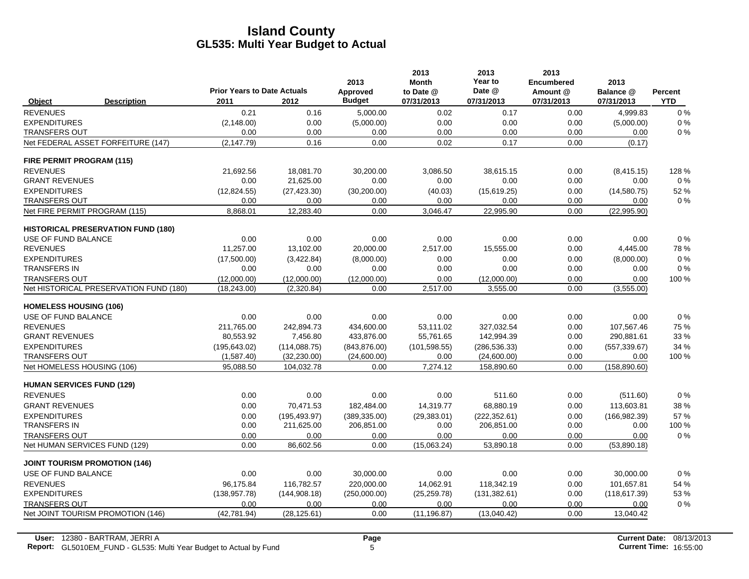# Island County
## GL535: Multi Year Budget to Actual

| Object | Description | Prior Years to Date Actuals 2011 | 2012 | 2013 Approved Budget | 2013 Month to Date @ 07/31/2013 | 2013 Year to Date @ 07/31/2013 | 2013 Encumbered Amount @ 07/31/2013 | 2013 Balance @ 07/31/2013 | Percent YTD |
|---|---|---|---|---|---|---|---|---|---|
| REVENUES | | 0.21 | 0.16 | 5,000.00 | 0.02 | 0.17 | 0.00 | 4,999.83 | 0 % |
| EXPENDITURES | | (2,148.00) | 0.00 | (5,000.00) | 0.00 | 0.00 | 0.00 | (5,000.00) | 0 % |
| TRANSFERS OUT | | 0.00 | 0.00 | 0.00 | 0.00 | 0.00 | 0.00 | 0.00 | 0 % |
| Net FEDERAL ASSET FORFEITURE (147) | | (2,147.79) | 0.16 | 0.00 | 0.02 | 0.17 | 0.00 | (0.17) | |
| **FIRE PERMIT PROGRAM (115)** | | | | | | | | | |
| REVENUES | | 21,692.56 | 18,081.70 | 30,200.00 | 3,086.50 | 38,615.15 | 0.00 | (8,415.15) | 128 % |
| GRANT REVENUES | | 0.00 | 21,625.00 | 0.00 | 0.00 | 0.00 | 0.00 | 0.00 | 0 % |
| EXPENDITURES | | (12,824.55) | (27,423.30) | (30,200.00) | (40.03) | (15,619.25) | 0.00 | (14,580.75) | 52 % |
| TRANSFERS OUT | | 0.00 | 0.00 | 0.00 | 0.00 | 0.00 | 0.00 | 0.00 | 0 % |
| Net FIRE PERMIT PROGRAM (115) | | 8,868.01 | 12,283.40 | 0.00 | 3,046.47 | 22,995.90 | 0.00 | (22,995.90) | |
| **HISTORICAL PRESERVATION FUND (180)** | | | | | | | | | |
| USE OF FUND BALANCE | | 0.00 | 0.00 | 0.00 | 0.00 | 0.00 | 0.00 | 0.00 | 0 % |
| REVENUES | | 11,257.00 | 13,102.00 | 20,000.00 | 2,517.00 | 15,555.00 | 0.00 | 4,445.00 | 78 % |
| EXPENDITURES | | (17,500.00) | (3,422.84) | (8,000.00) | 0.00 | 0.00 | 0.00 | (8,000.00) | 0 % |
| TRANSFERS IN | | 0.00 | 0.00 | 0.00 | 0.00 | 0.00 | 0.00 | 0.00 | 0 % |
| TRANSFERS OUT | | (12,000.00) | (12,000.00) | (12,000.00) | 0.00 | (12,000.00) | 0.00 | 0.00 | 100 % |
| Net HISTORICAL PRESERVATION FUND (180) | | (18,243.00) | (2,320.84) | 0.00 | 2,517.00 | 3,555.00 | 0.00 | (3,555.00) | |
| **HOMELESS HOUSING (106)** | | | | | | | | | |
| USE OF FUND BALANCE | | 0.00 | 0.00 | 0.00 | 0.00 | 0.00 | 0.00 | 0.00 | 0 % |
| REVENUES | | 211,765.00 | 242,894.73 | 434,600.00 | 53,111.02 | 327,032.54 | 0.00 | 107,567.46 | 75 % |
| GRANT REVENUES | | 80,553.92 | 7,456.80 | 433,876.00 | 55,761.65 | 142,994.39 | 0.00 | 290,881.61 | 33 % |
| EXPENDITURES | | (195,643.02) | (114,088.75) | (843,876.00) | (101,598.55) | (286,536.33) | 0.00 | (557,339.67) | 34 % |
| TRANSFERS OUT | | (1,587.40) | (32,230.00) | (24,600.00) | 0.00 | (24,600.00) | 0.00 | 0.00 | 100 % |
| Net HOMELESS HOUSING (106) | | 95,088.50 | 104,032.78 | 0.00 | 7,274.12 | 158,890.60 | 0.00 | (158,890.60) | |
| **HUMAN SERVICES FUND (129)** | | | | | | | | | |
| REVENUES | | 0.00 | 0.00 | 0.00 | 0.00 | 511.60 | 0.00 | (511.60) | 0 % |
| GRANT REVENUES | | 0.00 | 70,471.53 | 182,484.00 | 14,319.77 | 68,880.19 | 0.00 | 113,603.81 | 38 % |
| EXPENDITURES | | 0.00 | (195,493.97) | (389,335.00) | (29,383.01) | (222,352.61) | 0.00 | (166,982.39) | 57 % |
| TRANSFERS IN | | 0.00 | 211,625.00 | 206,851.00 | 0.00 | 206,851.00 | 0.00 | 0.00 | 100 % |
| TRANSFERS OUT | | 0.00 | 0.00 | 0.00 | 0.00 | 0.00 | 0.00 | 0.00 | 0 % |
| Net HUMAN SERVICES FUND (129) | | 0.00 | 86,602.56 | 0.00 | (15,063.24) | 53,890.18 | 0.00 | (53,890.18) | |
| **JOINT TOURISM PROMOTION (146)** | | | | | | | | | |
| USE OF FUND BALANCE | | 0.00 | 0.00 | 30,000.00 | 0.00 | 0.00 | 0.00 | 30,000.00 | 0 % |
| REVENUES | | 96,175.84 | 116,782.57 | 220,000.00 | 14,062.91 | 118,342.19 | 0.00 | 101,657.81 | 54 % |
| EXPENDITURES | | (138,957.78) | (144,908.18) | (250,000.00) | (25,259.78) | (131,382.61) | 0.00 | (118,617.39) | 53 % |
| TRANSFERS OUT | | 0.00 | 0.00 | 0.00 | 0.00 | 0.00 | 0.00 | 0.00 | 0 % |
| Net JOINT TOURISM PROMOTION (146) | | (42,781.94) | (28,125.61) | 0.00 | (11,196.87) | (13,040.42) | 0.00 | 13,040.42 | |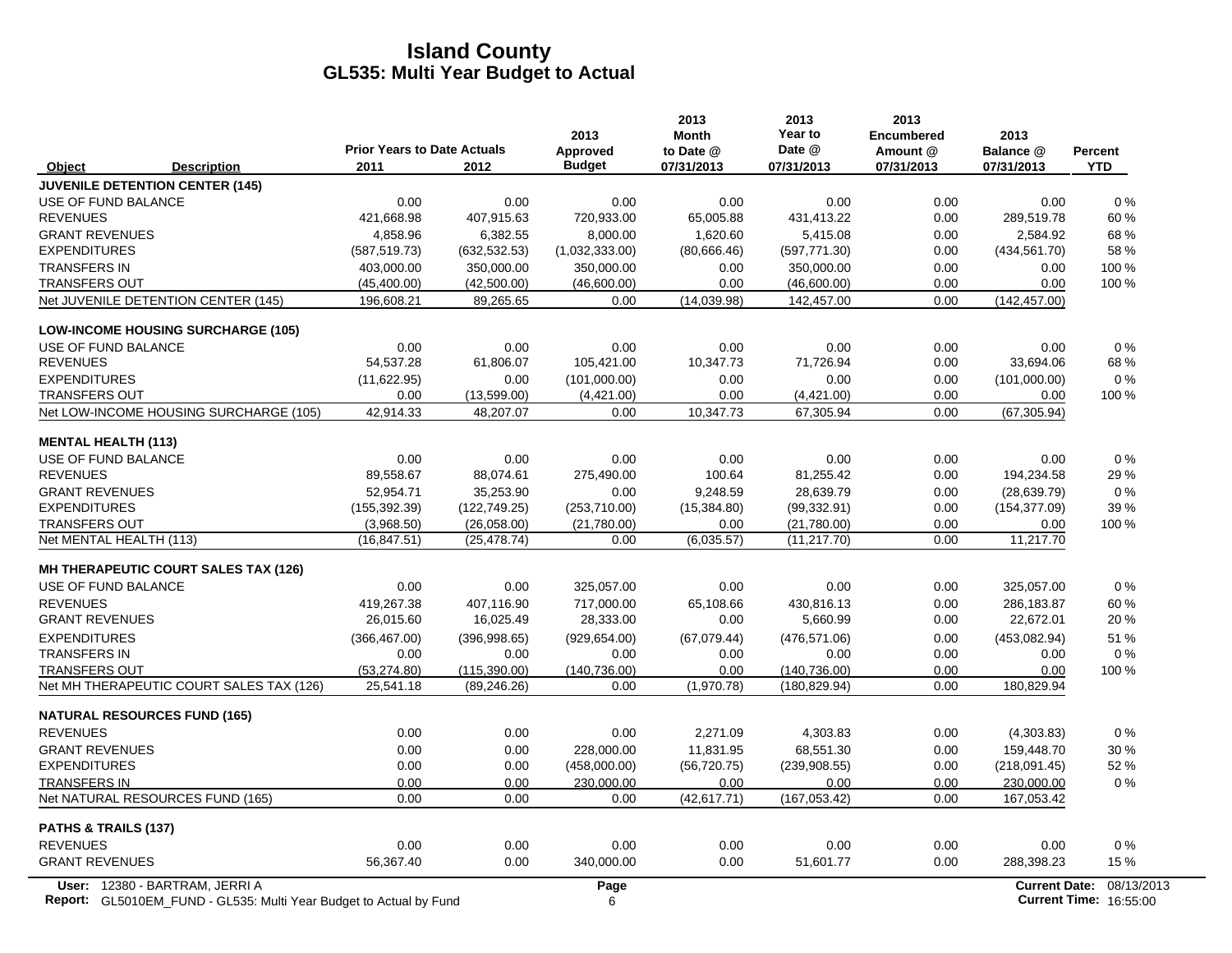# Island County
## GL535: Multi Year Budget to Actual

| Object | Description | Prior Years to Date Actuals 2011 | 2012 | 2013 Approved Budget | 2013 Month to Date @ 07/31/2013 | 2013 Year to Date @ 07/31/2013 | 2013 Encumbered Amount @ 07/31/2013 | 2013 Balance @ 07/31/2013 | Percent YTD |
|---|---|---|---|---|---|---|---|---|---|
| **JUVENILE DETENTION CENTER (145)** | | | | | | | | | |
| USE OF FUND BALANCE | | 0.00 | 0.00 | 0.00 | 0.00 | 0.00 | 0.00 | 0.00 | 0 % |
| REVENUES | | 421,668.98 | 407,915.63 | 720,933.00 | 65,005.88 | 431,413.22 | 0.00 | 289,519.78 | 60 % |
| GRANT REVENUES | | 4,858.96 | 6,382.55 | 8,000.00 | 1,620.60 | 5,415.08 | 0.00 | 2,584.92 | 68 % |
| EXPENDITURES | | (587,519.73) | (632,532.53) | (1,032,333.00) | (80,666.46) | (597,771.30) | 0.00 | (434,561.70) | 58 % |
| TRANSFERS IN | | 403,000.00 | 350,000.00 | 350,000.00 | 0.00 | 350,000.00 | 0.00 | 0.00 | 100 % |
| TRANSFERS OUT | | (45,400.00) | (42,500.00) | (46,600.00) | 0.00 | (46,600.00) | 0.00 | 0.00 | 100 % |
| Net JUVENILE DETENTION CENTER (145) | | 196,608.21 | 89,265.65 | 0.00 | (14,039.98) | 142,457.00 | 0.00 | (142,457.00) | |
| **LOW-INCOME HOUSING SURCHARGE (105)** | | | | | | | | | |
| USE OF FUND BALANCE | | 0.00 | 0.00 | 0.00 | 0.00 | 0.00 | 0.00 | 0.00 | 0 % |
| REVENUES | | 54,537.28 | 61,806.07 | 105,421.00 | 10,347.73 | 71,726.94 | 0.00 | 33,694.06 | 68 % |
| EXPENDITURES | | (11,622.95) | 0.00 | (101,000.00) | 0.00 | 0.00 | 0.00 | (101,000.00) | 0 % |
| TRANSFERS OUT | | 0.00 | (13,599.00) | (4,421.00) | 0.00 | (4,421.00) | 0.00 | 0.00 | 100 % |
| Net LOW-INCOME HOUSING SURCHARGE (105) | | 42,914.33 | 48,207.07 | 0.00 | 10,347.73 | 67,305.94 | 0.00 | (67,305.94) | |
| **MENTAL HEALTH (113)** | | | | | | | | | |
| USE OF FUND BALANCE | | 0.00 | 0.00 | 0.00 | 0.00 | 0.00 | 0.00 | 0.00 | 0 % |
| REVENUES | | 89,558.67 | 88,074.61 | 275,490.00 | 100.64 | 81,255.42 | 0.00 | 194,234.58 | 29 % |
| GRANT REVENUES | | 52,954.71 | 35,253.90 | 0.00 | 9,248.59 | 28,639.79 | 0.00 | (28,639.79) | 0 % |
| EXPENDITURES | | (155,392.39) | (122,749.25) | (253,710.00) | (15,384.80) | (99,332.91) | 0.00 | (154,377.09) | 39 % |
| TRANSFERS OUT | | (3,968.50) | (26,058.00) | (21,780.00) | 0.00 | (21,780.00) | 0.00 | 0.00 | 100 % |
| Net MENTAL HEALTH (113) | | (16,847.51) | (25,478.74) | 0.00 | (6,035.57) | (11,217.70) | 0.00 | 11,217.70 | |
| **MH THERAPEUTIC COURT SALES TAX (126)** | | | | | | | | | |
| USE OF FUND BALANCE | | 0.00 | 0.00 | 325,057.00 | 0.00 | 0.00 | 0.00 | 325,057.00 | 0 % |
| REVENUES | | 419,267.38 | 407,116.90 | 717,000.00 | 65,108.66 | 430,816.13 | 0.00 | 286,183.87 | 60 % |
| GRANT REVENUES | | 26,015.60 | 16,025.49 | 28,333.00 | 0.00 | 5,660.99 | 0.00 | 22,672.01 | 20 % |
| EXPENDITURES | | (366,467.00) | (396,998.65) | (929,654.00) | (67,079.44) | (476,571.06) | 0.00 | (453,082.94) | 51 % |
| TRANSFERS IN | | 0.00 | 0.00 | 0.00 | 0.00 | 0.00 | 0.00 | 0.00 | 0 % |
| TRANSFERS OUT | | (53,274.80) | (115,390.00) | (140,736.00) | 0.00 | (140,736.00) | 0.00 | 0.00 | 100 % |
| Net MH THERAPEUTIC COURT SALES TAX (126) | | 25,541.18 | (89,246.26) | 0.00 | (1,970.78) | (180,829.94) | 0.00 | 180,829.94 | |
| **NATURAL RESOURCES FUND (165)** | | | | | | | | | |
| REVENUES | | 0.00 | 0.00 | 0.00 | 2,271.09 | 4,303.83 | 0.00 | (4,303.83) | 0 % |
| GRANT REVENUES | | 0.00 | 0.00 | 228,000.00 | 11,831.95 | 68,551.30 | 0.00 | 159,448.70 | 30 % |
| EXPENDITURES | | 0.00 | 0.00 | (458,000.00) | (56,720.75) | (239,908.55) | 0.00 | (218,091.45) | 52 % |
| TRANSFERS IN | | 0.00 | 0.00 | 230,000.00 | 0.00 | 0.00 | 0.00 | 230,000.00 | 0 % |
| Net NATURAL RESOURCES FUND (165) | | 0.00 | 0.00 | 0.00 | (42,617.71) | (167,053.42) | 0.00 | 167,053.42 | |
| **PATHS & TRAILS (137)** | | | | | | | | | |
| REVENUES | | 0.00 | 0.00 | 0.00 | 0.00 | 0.00 | 0.00 | 0.00 | 0 % |
| GRANT REVENUES | | 56,367.40 | 0.00 | 340,000.00 | 0.00 | 51,601.77 | 0.00 | 288,398.23 | 15 % |

User: 12380 - BARTRAM, JERRI A
Report: GL5010EM_FUND - GL535: Multi Year Budget to Actual by Fund
Current Date: 08/13/2013
Current Time: 16:55:00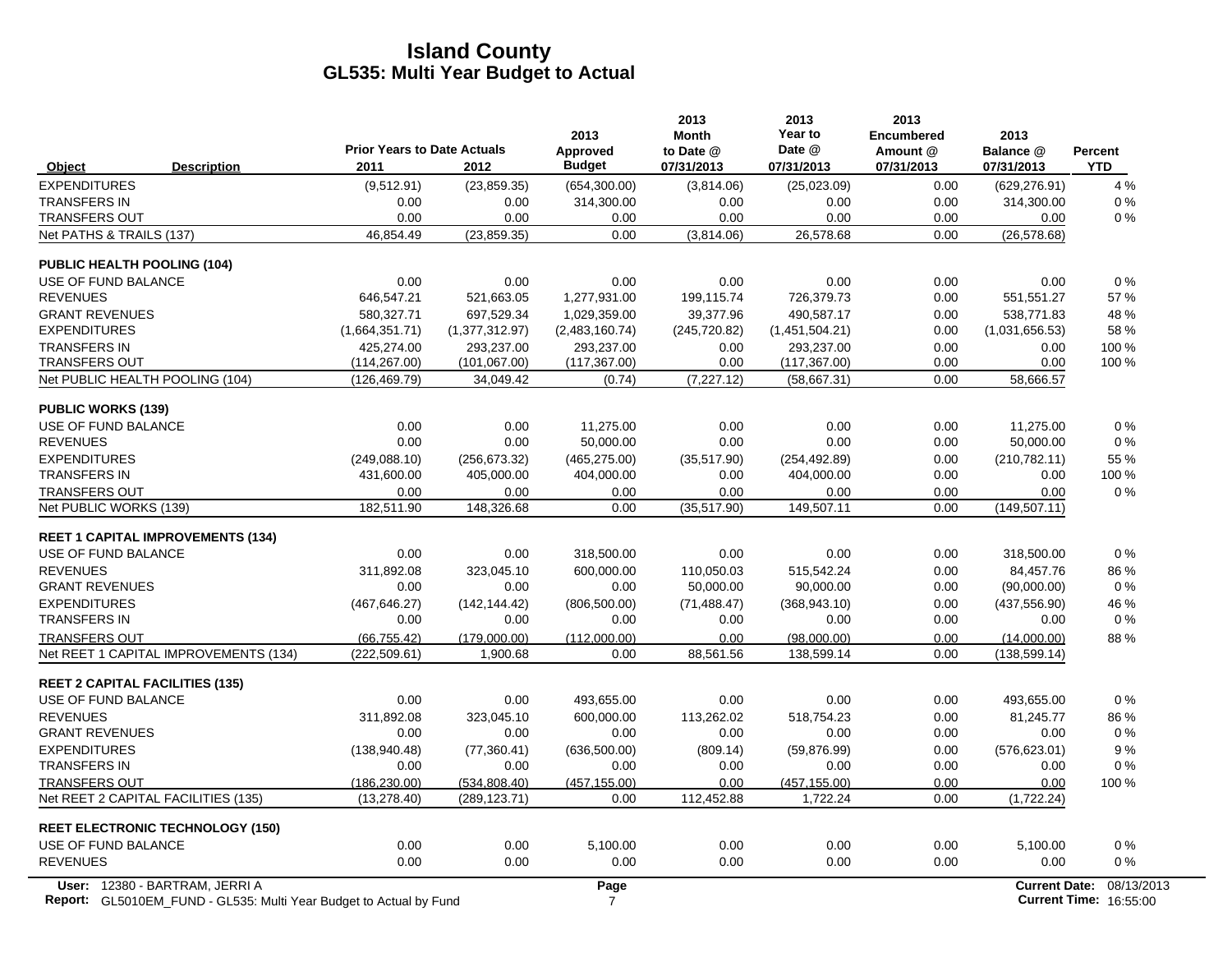# Island County
## GL535: Multi Year Budget to Actual

| Object | Description | Prior Years to Date Actuals 2011 | 2012 | 2013 Approved Budget | 2013 Month to Date @ 07/31/2013 | 2013 Year to Date @ 07/31/2013 | 2013 Encumbered Amount @ 07/31/2013 | 2013 Balance @ 07/31/2013 | Percent YTD |
|---|---|---|---|---|---|---|---|---|---|
| EXPENDITURES | | (9,512.91) | (23,859.35) | (654,300.00) | (3,814.06) | (25,023.09) | 0.00 | (629,276.91) | 4 % |
| TRANSFERS IN | | 0.00 | 0.00 | 314,300.00 | 0.00 | 0.00 | 0.00 | 314,300.00 | 0 % |
| TRANSFERS OUT | | 0.00 | 0.00 | 0.00 | 0.00 | 0.00 | 0.00 | 0.00 | 0 % |
| Net PATHS & TRAILS (137) | | 46,854.49 | (23,859.35) | 0.00 | (3,814.06) | 26,578.68 | 0.00 | (26,578.68) | |
| **PUBLIC HEALTH POOLING (104)** | | | | | | | | | |
| USE OF FUND BALANCE | | 0.00 | 0.00 | 0.00 | 0.00 | 0.00 | 0.00 | 0.00 | 0 % |
| REVENUES | | 646,547.21 | 521,663.05 | 1,277,931.00 | 199,115.74 | 726,379.73 | 0.00 | 551,551.27 | 57 % |
| GRANT REVENUES | | 580,327.71 | 697,529.34 | 1,029,359.00 | 39,377.96 | 490,587.17 | 0.00 | 538,771.83 | 48 % |
| EXPENDITURES | | (1,664,351.71) | (1,377,312.97) | (2,483,160.74) | (245,720.82) | (1,451,504.21) | 0.00 | (1,031,656.53) | 58 % |
| TRANSFERS IN | | 425,274.00 | 293,237.00 | 293,237.00 | 0.00 | 293,237.00 | 0.00 | 0.00 | 100 % |
| TRANSFERS OUT | | (114,267.00) | (101,067.00) | (117,367.00) | 0.00 | (117,367.00) | 0.00 | 0.00 | 100 % |
| Net PUBLIC HEALTH POOLING (104) | | (126,469.79) | 34,049.42 | (0.74) | (7,227.12) | (58,667.31) | 0.00 | 58,666.57 | |
| **PUBLIC WORKS (139)** | | | | | | | | | |
| USE OF FUND BALANCE | | 0.00 | 0.00 | 11,275.00 | 0.00 | 0.00 | 0.00 | 11,275.00 | 0 % |
| REVENUES | | 0.00 | 0.00 | 50,000.00 | 0.00 | 0.00 | 0.00 | 50,000.00 | 0 % |
| EXPENDITURES | | (249,088.10) | (256,673.32) | (465,275.00) | (35,517.90) | (254,492.89) | 0.00 | (210,782.11) | 55 % |
| TRANSFERS IN | | 431,600.00 | 405,000.00 | 404,000.00 | 0.00 | 404,000.00 | 0.00 | 0.00 | 100 % |
| TRANSFERS OUT | | 0.00 | 0.00 | 0.00 | 0.00 | 0.00 | 0.00 | 0.00 | 0 % |
| Net PUBLIC WORKS (139) | | 182,511.90 | 148,326.68 | 0.00 | (35,517.90) | 149,507.11 | 0.00 | (149,507.11) | |
| **REET 1 CAPITAL IMPROVEMENTS (134)** | | | | | | | | | |
| USE OF FUND BALANCE | | 0.00 | 0.00 | 318,500.00 | 0.00 | 0.00 | 0.00 | 318,500.00 | 0 % |
| REVENUES | | 311,892.08 | 323,045.10 | 600,000.00 | 110,050.03 | 515,542.24 | 0.00 | 84,457.76 | 86 % |
| GRANT REVENUES | | 0.00 | 0.00 | 0.00 | 50,000.00 | 90,000.00 | 0.00 | (90,000.00) | 0 % |
| EXPENDITURES | | (467,646.27) | (142,144.42) | (806,500.00) | (71,488.47) | (368,943.10) | 0.00 | (437,556.90) | 46 % |
| TRANSFERS IN | | 0.00 | 0.00 | 0.00 | 0.00 | 0.00 | 0.00 | 0.00 | 0 % |
| TRANSFERS OUT | | (66,755.42) | (179,000.00) | (112,000.00) | 0.00 | (98,000.00) | 0.00 | (14,000.00) | 88 % |
| Net REET 1 CAPITAL IMPROVEMENTS (134) | | (222,509.61) | 1,900.68 | 0.00 | 88,561.56 | 138,599.14 | 0.00 | (138,599.14) | |
| **REET 2 CAPITAL FACILITIES (135)** | | | | | | | | | |
| USE OF FUND BALANCE | | 0.00 | 0.00 | 493,655.00 | 0.00 | 0.00 | 0.00 | 493,655.00 | 0 % |
| REVENUES | | 311,892.08 | 323,045.10 | 600,000.00 | 113,262.02 | 518,754.23 | 0.00 | 81,245.77 | 86 % |
| GRANT REVENUES | | 0.00 | 0.00 | 0.00 | 0.00 | 0.00 | 0.00 | 0.00 | 0 % |
| EXPENDITURES | | (138,940.48) | (77,360.41) | (636,500.00) | (809.14) | (59,876.99) | 0.00 | (576,623.01) | 9 % |
| TRANSFERS IN | | 0.00 | 0.00 | 0.00 | 0.00 | 0.00 | 0.00 | 0.00 | 0 % |
| TRANSFERS OUT | | (186,230.00) | (534,808.40) | (457,155.00) | 0.00 | (457,155.00) | 0.00 | 0.00 | 100 % |
| Net REET 2 CAPITAL FACILITIES (135) | | (13,278.40) | (289,123.71) | 0.00 | 112,452.88 | 1,722.24 | 0.00 | (1,722.24) | |
| **REET ELECTRONIC TECHNOLOGY (150)** | | | | | | | | | |
| USE OF FUND BALANCE | | 0.00 | 0.00 | 5,100.00 | 0.00 | 0.00 | 0.00 | 5,100.00 | 0 % |
| REVENUES | | 0.00 | 0.00 | 0.00 | 0.00 | 0.00 | 0.00 | 0.00 | 0 % |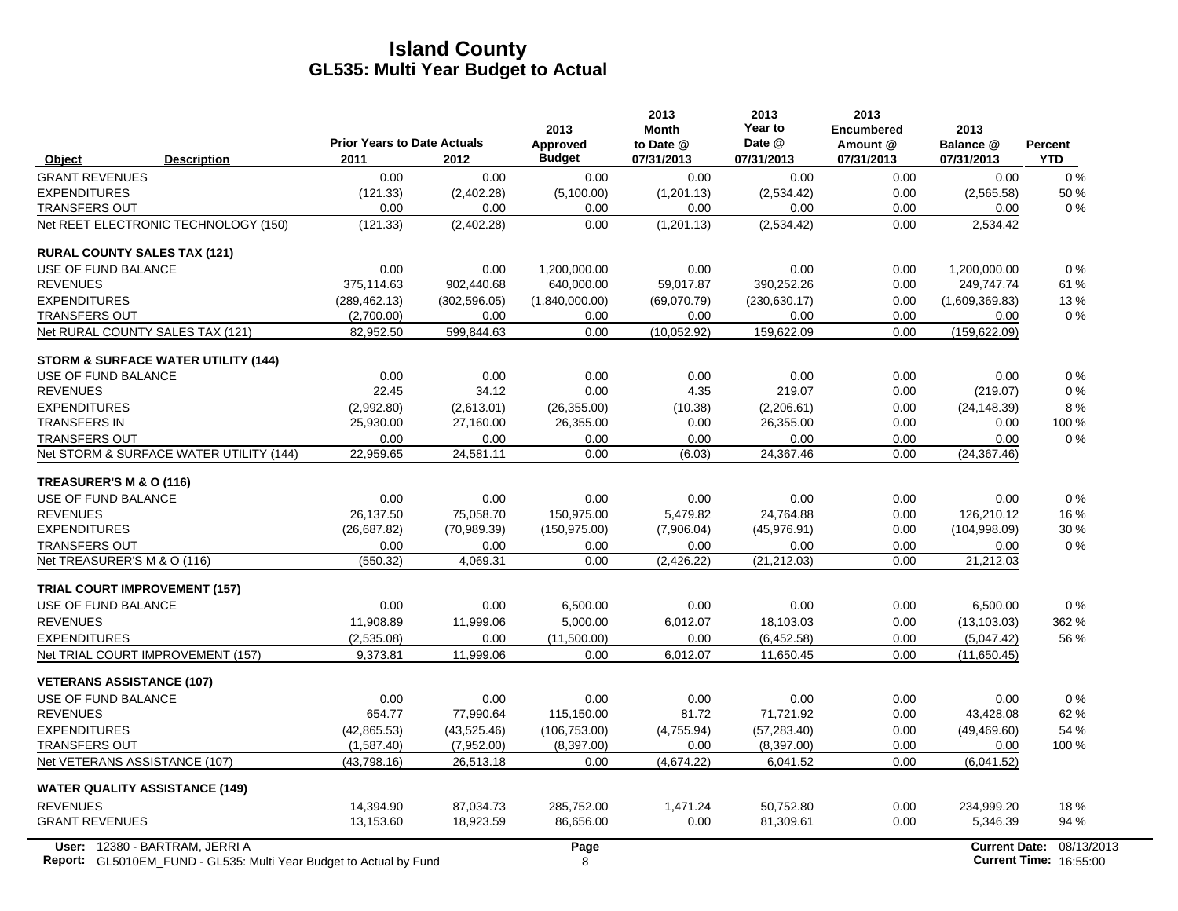# Island County
## GL535: Multi Year Budget to Actual

| Object | Description | Prior Years to Date Actuals 2011 | 2012 | 2013 Approved Budget | 2013 Month to Date @ 07/31/2013 | 2013 Year to Date @ 07/31/2013 | 2013 Encumbered Amount @ 07/31/2013 | 2013 Balance @ 07/31/2013 | Percent YTD |
|---|---|---|---|---|---|---|---|---|---|
| GRANT REVENUES | | 0.00 | 0.00 | 0.00 | 0.00 | 0.00 | 0.00 | 0.00 | 0 % |
| EXPENDITURES | | (121.33) | (2,402.28) | (5,100.00) | (1,201.13) | (2,534.42) | 0.00 | (2,565.58) | 50 % |
| TRANSFERS OUT | | 0.00 | 0.00 | 0.00 | 0.00 | 0.00 | 0.00 | 0.00 | 0 % |
| Net REET ELECTRONIC TECHNOLOGY (150) | | (121.33) | (2,402.28) | 0.00 | (1,201.13) | (2,534.42) | 0.00 | 2,534.42 | |
| **RURAL COUNTY SALES TAX (121)** | | | | | | | | | |
| USE OF FUND BALANCE | | 0.00 | 0.00 | 1,200,000.00 | 0.00 | 0.00 | 0.00 | 1,200,000.00 | 0 % |
| REVENUES | | 375,114.63 | 902,440.68 | 640,000.00 | 59,017.87 | 390,252.26 | 0.00 | 249,747.74 | 61 % |
| EXPENDITURES | | (289,462.13) | (302,596.05) | (1,840,000.00) | (69,070.79) | (230,630.17) | 0.00 | (1,609,369.83) | 13 % |
| TRANSFERS OUT | | (2,700.00) | 0.00 | 0.00 | 0.00 | 0.00 | 0.00 | 0.00 | 0 % |
| Net RURAL COUNTY SALES TAX (121) | | 82,952.50 | 599,844.63 | 0.00 | (10,052.92) | 159,622.09 | 0.00 | (159,622.09) | |
| **STORM & SURFACE WATER UTILITY (144)** | | | | | | | | | |
| USE OF FUND BALANCE | | 0.00 | 0.00 | 0.00 | 0.00 | 0.00 | 0.00 | 0.00 | 0 % |
| REVENUES | | 22.45 | 34.12 | 0.00 | 4.35 | 219.07 | 0.00 | (219.07) | 0 % |
| EXPENDITURES | | (2,992.80) | (2,613.01) | (26,355.00) | (10.38) | (2,206.61) | 0.00 | (24,148.39) | 8 % |
| TRANSFERS IN | | 25,930.00 | 27,160.00 | 26,355.00 | 0.00 | 26,355.00 | 0.00 | 0.00 | 100 % |
| TRANSFERS OUT | | 0.00 | 0.00 | 0.00 | 0.00 | 0.00 | 0.00 | 0.00 | 0 % |
| Net STORM & SURFACE WATER UTILITY (144) | | 22,959.65 | 24,581.11 | 0.00 | (6.03) | 24,367.46 | 0.00 | (24,367.46) | |
| **TREASURER'S M & O (116)** | | | | | | | | | |
| USE OF FUND BALANCE | | 0.00 | 0.00 | 0.00 | 0.00 | 0.00 | 0.00 | 0.00 | 0 % |
| REVENUES | | 26,137.50 | 75,058.70 | 150,975.00 | 5,479.82 | 24,764.88 | 0.00 | 126,210.12 | 16 % |
| EXPENDITURES | | (26,687.82) | (70,989.39) | (150,975.00) | (7,906.04) | (45,976.91) | 0.00 | (104,998.09) | 30 % |
| TRANSFERS OUT | | 0.00 | 0.00 | 0.00 | 0.00 | 0.00 | 0.00 | 0.00 | 0 % |
| Net TREASURER'S M & O (116) | | (550.32) | 4,069.31 | 0.00 | (2,426.22) | (21,212.03) | 0.00 | 21,212.03 | |
| **TRIAL COURT IMPROVEMENT (157)** | | | | | | | | | |
| USE OF FUND BALANCE | | 0.00 | 0.00 | 6,500.00 | 0.00 | 0.00 | 0.00 | 6,500.00 | 0 % |
| REVENUES | | 11,908.89 | 11,999.06 | 5,000.00 | 6,012.07 | 18,103.03 | 0.00 | (13,103.03) | 362 % |
| EXPENDITURES | | (2,535.08) | 0.00 | (11,500.00) | 0.00 | (6,452.58) | 0.00 | (5,047.42) | 56 % |
| Net TRIAL COURT IMPROVEMENT (157) | | 9,373.81 | 11,999.06 | 0.00 | 6,012.07 | 11,650.45 | 0.00 | (11,650.45) | |
| **VETERANS ASSISTANCE (107)** | | | | | | | | | |
| USE OF FUND BALANCE | | 0.00 | 0.00 | 0.00 | 0.00 | 0.00 | 0.00 | 0.00 | 0 % |
| REVENUES | | 654.77 | 77,990.64 | 115,150.00 | 81.72 | 71,721.92 | 0.00 | 43,428.08 | 62 % |
| EXPENDITURES | | (42,865.53) | (43,525.46) | (106,753.00) | (4,755.94) | (57,283.40) | 0.00 | (49,469.60) | 54 % |
| TRANSFERS OUT | | (1,587.40) | (7,952.00) | (8,397.00) | 0.00 | (8,397.00) | 0.00 | 0.00 | 100 % |
| Net VETERANS ASSISTANCE (107) | | (43,798.16) | 26,513.18 | 0.00 | (4,674.22) | 6,041.52 | 0.00 | (6,041.52) | |
| **WATER QUALITY ASSISTANCE (149)** | | | | | | | | | |
| REVENUES | | 14,394.90 | 87,034.73 | 285,752.00 | 1,471.24 | 50,752.80 | 0.00 | 234,999.20 | 18 % |
| GRANT REVENUES | | 13,153.60 | 18,923.59 | 86,656.00 | 0.00 | 81,309.61 | 0.00 | 5,346.39 | 94 % |

User: 12380 - BARTRAM, JERRI A
Report: GL5010EM_FUND - GL535: Multi Year Budget to Actual by Fund
Current Date: 08/13/2013
Current Time: 16:55:00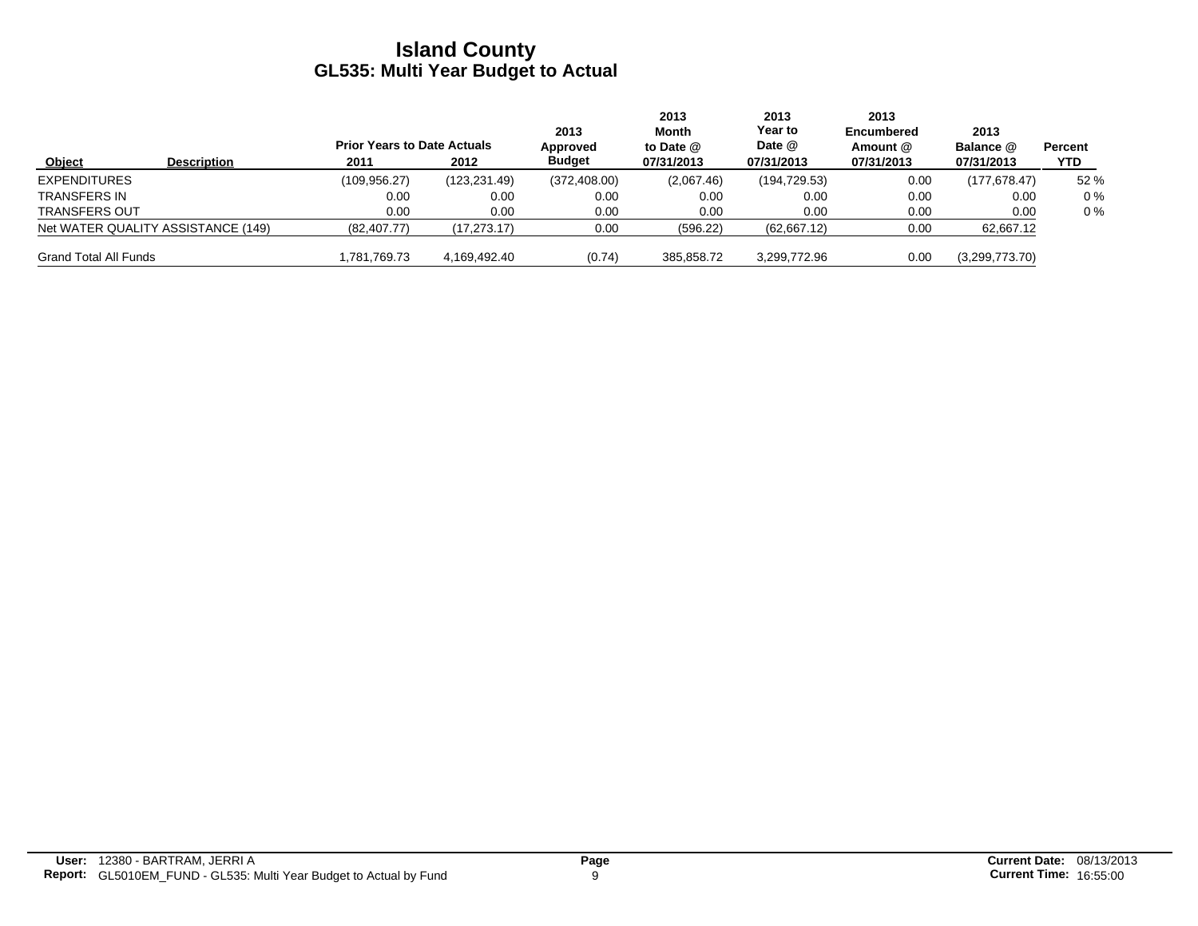# Island County
## GL535: Multi Year Budget to Actual

| Object | Description | Prior Years to Date Actuals 2011 | 2012 | 2013 Approved Budget | 2013 Month to Date @ 07/31/2013 | 2013 Year to Date @ 07/31/2013 | 2013 Encumbered Amount @ 07/31/2013 | 2013 Balance @ 07/31/2013 | Percent YTD |
|---|---|---|---|---|---|---|---|---|---|
| EXPENDITURES | | (109,956.27) | (123,231.49) | (372,408.00) | (2,067.46) | (194,729.53) | 0.00 | (177,678.47) | 52 % |
| TRANSFERS IN | | 0.00 | 0.00 | 0.00 | 0.00 | 0.00 | 0.00 | 0.00 | 0 % |
| TRANSFERS OUT | | 0.00 | 0.00 | 0.00 | 0.00 | 0.00 | 0.00 | 0.00 | 0 % |
| Net WATER QUALITY ASSISTANCE (149) | | (82,407.77) | (17,273.17) | 0.00 | (596.22) | (62,667.12) | 0.00 | 62,667.12 | |
| Grand Total All Funds | | 1,781,769.73 | 4,169,492.40 | (0.74) | 385,858.72 | 3,299,772.96 | 0.00 | (3,299,773.70) | |

**User:** 12380 - BARTRAM, JERRI A
**Report:** GL5010EM_FUND - GL535: Multi Year Budget to Actual by Fund
**Current Date:** 08/13/2013
**Current Time:** 16:55:00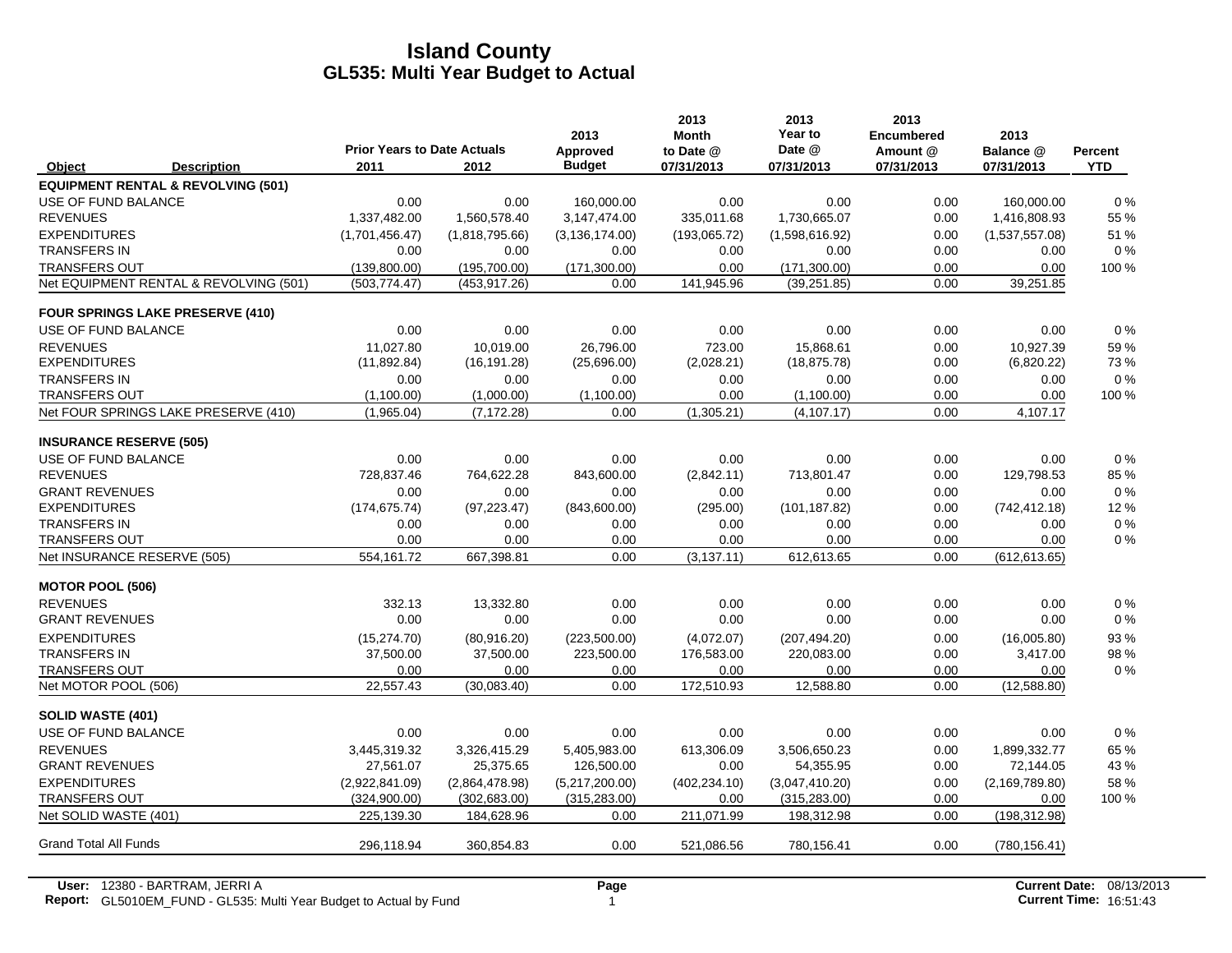# Island County
## GL535: Multi Year Budget to Actual

| Object | Description | Prior Years to Date Actuals 2011 | 2012 | 2013 Approved Budget | 2013 Month to Date @ 07/31/2013 | 2013 Year to Date @ 07/31/2013 | 2013 Encumbered Amount @ 07/31/2013 | 2013 Balance @ 07/31/2013 | Percent YTD |
|---|---|---|---|---|---|---|---|---|---|
| **EQUIPMENT RENTAL & REVOLVING (501)** | | | | | | | | | |
| USE OF FUND BALANCE | | 0.00 | 0.00 | 160,000.00 | 0.00 | 0.00 | 0.00 | 160,000.00 | 0 % |
| REVENUES | | 1,337,482.00 | 1,560,578.40 | 3,147,474.00 | 335,011.68 | 1,730,665.07 | 0.00 | 1,416,808.93 | 55 % |
| EXPENDITURES | | (1,701,456.47) | (1,818,795.66) | (3,136,174.00) | (193,065.72) | (1,598,616.92) | 0.00 | (1,537,557.08) | 51 % |
| TRANSFERS IN | | 0.00 | 0.00 | 0.00 | 0.00 | 0.00 | 0.00 | 0.00 | 0 % |
| TRANSFERS OUT | | (139,800.00) | (195,700.00) | (171,300.00) | 0.00 | (171,300.00) | 0.00 | 0.00 | 100 % |
| Net EQUIPMENT RENTAL & REVOLVING (501) | | (503,774.47) | (453,917.26) | 0.00 | 141,945.96 | (39,251.85) | 0.00 | 39,251.85 | |
| **FOUR SPRINGS LAKE PRESERVE (410)** | | | | | | | | | |
| USE OF FUND BALANCE | | 0.00 | 0.00 | 0.00 | 0.00 | 0.00 | 0.00 | 0.00 | 0 % |
| REVENUES | | 11,027.80 | 10,019.00 | 26,796.00 | 723.00 | 15,868.61 | 0.00 | 10,927.39 | 59 % |
| EXPENDITURES | | (11,892.84) | (16,191.28) | (25,696.00) | (2,028.21) | (18,875.78) | 0.00 | (6,820.22) | 73 % |
| TRANSFERS IN | | 0.00 | 0.00 | 0.00 | 0.00 | 0.00 | 0.00 | 0.00 | 0 % |
| TRANSFERS OUT | | (1,100.00) | (1,000.00) | (1,100.00) | 0.00 | (1,100.00) | 0.00 | 0.00 | 100 % |
| Net FOUR SPRINGS LAKE PRESERVE (410) | | (1,965.04) | (7,172.28) | 0.00 | (1,305.21) | (4,107.17) | 0.00 | 4,107.17 | |
| **INSURANCE RESERVE (505)** | | | | | | | | | |
| USE OF FUND BALANCE | | 0.00 | 0.00 | 0.00 | 0.00 | 0.00 | 0.00 | 0.00 | 0 % |
| REVENUES | | 728,837.46 | 764,622.28 | 843,600.00 | (2,842.11) | 713,801.47 | 0.00 | 129,798.53 | 85 % |
| GRANT REVENUES | | 0.00 | 0.00 | 0.00 | 0.00 | 0.00 | 0.00 | 0.00 | 0 % |
| EXPENDITURES | | (174,675.74) | (97,223.47) | (843,600.00) | (295.00) | (101,187.82) | 0.00 | (742,412.18) | 12 % |
| TRANSFERS IN | | 0.00 | 0.00 | 0.00 | 0.00 | 0.00 | 0.00 | 0.00 | 0 % |
| TRANSFERS OUT | | 0.00 | 0.00 | 0.00 | 0.00 | 0.00 | 0.00 | 0.00 | 0 % |
| Net INSURANCE RESERVE (505) | | 554,161.72 | 667,398.81 | 0.00 | (3,137.11) | 612,613.65 | 0.00 | (612,613.65) | |
| **MOTOR POOL (506)** | | | | | | | | | |
| REVENUES | | 332.13 | 13,332.80 | 0.00 | 0.00 | 0.00 | 0.00 | 0.00 | 0 % |
| GRANT REVENUES | | 0.00 | 0.00 | 0.00 | 0.00 | 0.00 | 0.00 | 0.00 | 0 % |
| EXPENDITURES | | (15,274.70) | (80,916.20) | (223,500.00) | (4,072.07) | (207,494.20) | 0.00 | (16,005.80) | 93 % |
| TRANSFERS IN | | 37,500.00 | 37,500.00 | 223,500.00 | 176,583.00 | 220,083.00 | 0.00 | 3,417.00 | 98 % |
| TRANSFERS OUT | | 0.00 | 0.00 | 0.00 | 0.00 | 0.00 | 0.00 | 0.00 | 0 % |
| Net MOTOR POOL (506) | | 22,557.43 | (30,083.40) | 0.00 | 172,510.93 | 12,588.80 | 0.00 | (12,588.80) | |
| **SOLID WASTE (401)** | | | | | | | | | |
| USE OF FUND BALANCE | | 0.00 | 0.00 | 0.00 | 0.00 | 0.00 | 0.00 | 0.00 | 0 % |
| REVENUES | | 3,445,319.32 | 3,326,415.29 | 5,405,983.00 | 613,306.09 | 3,506,650.23 | 0.00 | 1,899,332.77 | 65 % |
| GRANT REVENUES | | 27,561.07 | 25,375.65 | 126,500.00 | 0.00 | 54,355.95 | 0.00 | 72,144.05 | 43 % |
| EXPENDITURES | | (2,922,841.09) | (2,864,478.98) | (5,217,200.00) | (402,234.10) | (3,047,410.20) | 0.00 | (2,169,789.80) | 58 % |
| TRANSFERS OUT | | (324,900.00) | (302,683.00) | (315,283.00) | 0.00 | (315,283.00) | 0.00 | 0.00 | 100 % |
| Net SOLID WASTE (401) | | 225,139.30 | 184,628.96 | 0.00 | 211,071.99 | 198,312.98 | 0.00 | (198,312.98) | |
| Grand Total All Funds | | 296,118.94 | 360,854.83 | 0.00 | 521,086.56 | 780,156.41 | 0.00 | (780,156.41) | |

**User:** 12380 - BARTRAM, JERRI A
**Report:** GL5010EM_FUND - GL535: Multi Year Budget to Actual by Fund

**Current Date:** 08/13/2013
**Current Time:** 16:51:43